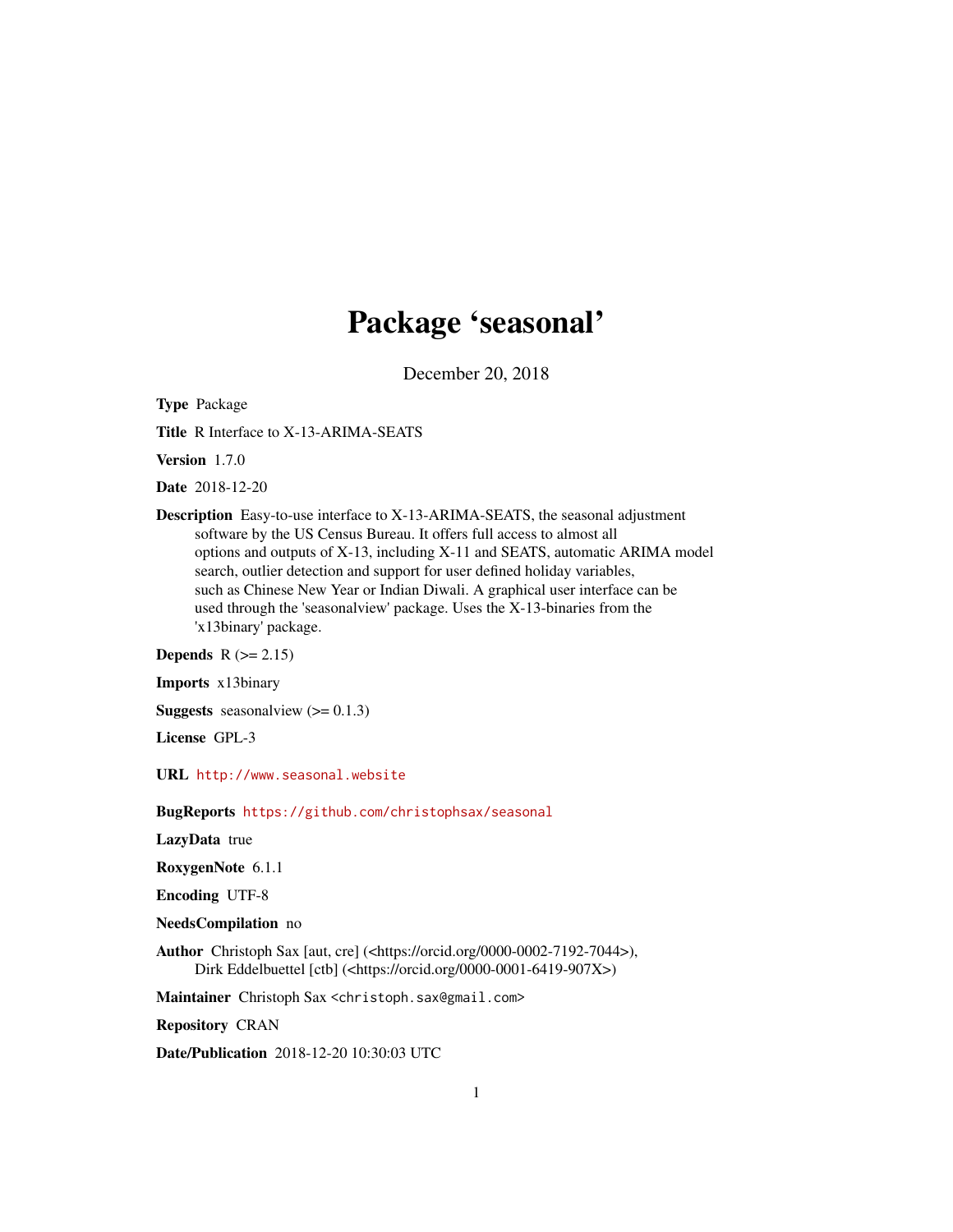# Package 'seasonal'

December 20, 2018

**Type** Package

**Title** R Interface to X-13-ARIMA-SEATS

**Version** 1.7.0

**Date** 2018-12-20

**Description** Easy-to-use interface to X-13-ARIMA-SEATS, the seasonal adjustment software by the US Census Bureau. It offers full access to almost all options and outputs of X-13, including X-11 and SEATS, automatic ARIMA model search, outlier detection and support for user defined holiday variables, such as Chinese New Year or Indian Diwali. A graphical user interface can be used through the 'seasonalview' package. Uses the X-13-binaries from the 'x13binary' package.

**Depends** R (>= 2.15)

**Imports** x13binary

**Suggests** seasonalview (>= 0.1.3)

**License** GPL-3

**URL** http://www.seasonal.website

**BugReports** https://github.com/christophsax/seasonal

**LazyData** true

**RoxygenNote** 6.1.1

**Encoding** UTF-8

**NeedsCompilation** no

**Author** Christoph Sax [aut, cre] (<https://orcid.org/0000-0002-7192-7044>), Dirk Eddelbuettel [ctb] (<https://orcid.org/0000-0001-6419-907X>)

**Maintainer** Christoph Sax <christoph.sax@gmail.com>

**Repository** CRAN

**Date/Publication** 2018-12-20 10:30:03 UTC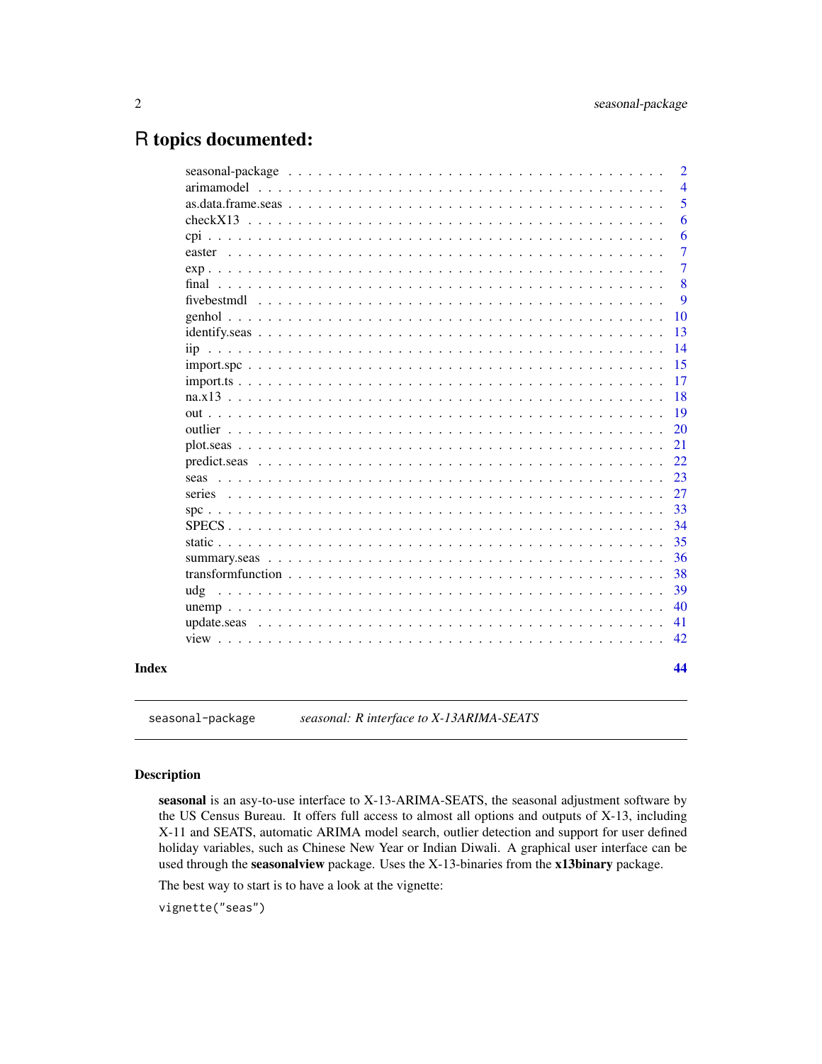# R topics documented:

| | |
|---|---|
| seasonal-package | 2 |
| arimamodel | 4 |
| as.data.frame.seas | 5 |
| checkX13 | 6 |
| cpi | 6 |
| easter | 7 |
| exp | 7 |
| final | 8 |
| fivebestmdl | 9 |
| genhol | 10 |
| identify.seas | 13 |
| iip | 14 |
| import.spc | 15 |
| import.ts | 17 |
| na.x13 | 18 |
| out | 19 |
| outlier | 20 |
| plot.seas | 21 |
| predict.seas | 22 |
| seas | 23 |
| series | 27 |
| spc | 33 |
| SPECS | 34 |
| static | 35 |
| summary.seas | 36 |
| transformfunction | 38 |
| udg | 39 |
| unemp | 40 |
| update.seas | 41 |
| view | 42 |

**Index** **44**

---

`seasonal-package` *seasonal: R interface to X-13ARIMA-SEATS*

---

## Description

**seasonal** is an asy-to-use interface to X-13-ARIMA-SEATS, the seasonal adjustment software by the US Census Bureau. It offers full access to almost all options and outputs of X-13, including X-11 and SEATS, automatic ARIMA model search, outlier detection and support for user defined holiday variables, such as Chinese New Year or Indian Diwali. A graphical user interface can be used through the **seasonalview** package. Uses the X-13-binaries from the **x13binary** package.

The best way to start is to have a look at the vignette:

```
vignette("seas")
```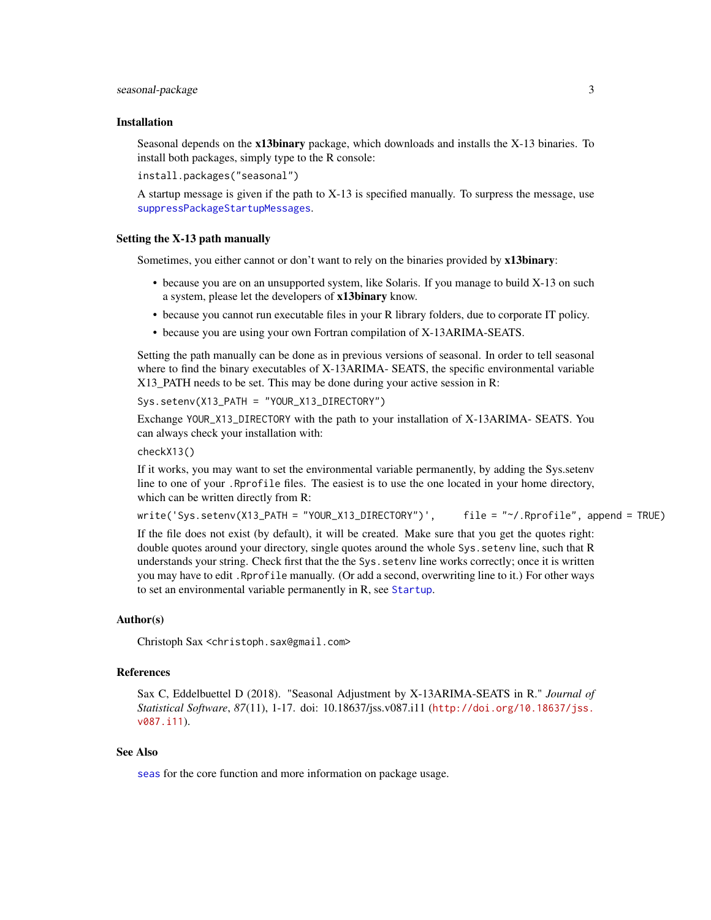### Installation

Seasonal depends on the **x13binary** package, which downloads and installs the X-13 binaries. To install both packages, simply type to the R console:

```
install.packages("seasonal")
```

A startup message is given if the path to X-13 is specified manually. To surpress the message, use `suppressPackageStartupMessages`.

### Setting the X-13 path manually

Sometimes, you either cannot or don't want to rely on the binaries provided by **x13binary**:

- because you are on an unsupported system, like Solaris. If you manage to build X-13 on such a system, please let the developers of **x13binary** know.
- because you cannot run executable files in your R library folders, due to corporate IT policy.
- because you are using your own Fortran compilation of X-13ARIMA-SEATS.

Setting the path manually can be done as in previous versions of seasonal. In order to tell seasonal where to find the binary executables of X-13ARIMA- SEATS, the specific environmental variable X13_PATH needs to be set. This may be done during your active session in R:

```
Sys.setenv(X13_PATH = "YOUR_X13_DIRECTORY")
```

Exchange `YOUR_X13_DIRECTORY` with the path to your installation of X-13ARIMA- SEATS. You can always check your installation with:

```
checkX13()
```

If it works, you may want to set the environmental variable permanently, by adding the Sys.setenv line to one of your `.Rprofile` files. The easiest is to use the one located in your home directory, which can be written directly from R:

```
write('Sys.setenv(X13_PATH = "YOUR_X13_DIRECTORY")',      file = "~/.Rprofile", append = TRUE)
```

If the file does not exist (by default), it will be created. Make sure that you get the quotes right: double quotes around your directory, single quotes around the whole `Sys.setenv` line, such that R understands your string. Check first that the the `Sys.setenv` line works correctly; once it is written you may have to edit `.Rprofile` manually. (Or add a second, overwriting line to it.) For other ways to set an environmental variable permanently in R, see `Startup`.

### Author(s)

Christoph Sax `<christoph.sax@gmail.com>`

### References

Sax C, Eddelbuettel D (2018). "Seasonal Adjustment by X-13ARIMA-SEATS in R." *Journal of Statistical Software*, *87*(11), 1-17. doi: 10.18637/jss.v087.i11 (http://doi.org/10.18637/jss.v087.i11).

### See Also

`seas` for the core function and more information on package usage.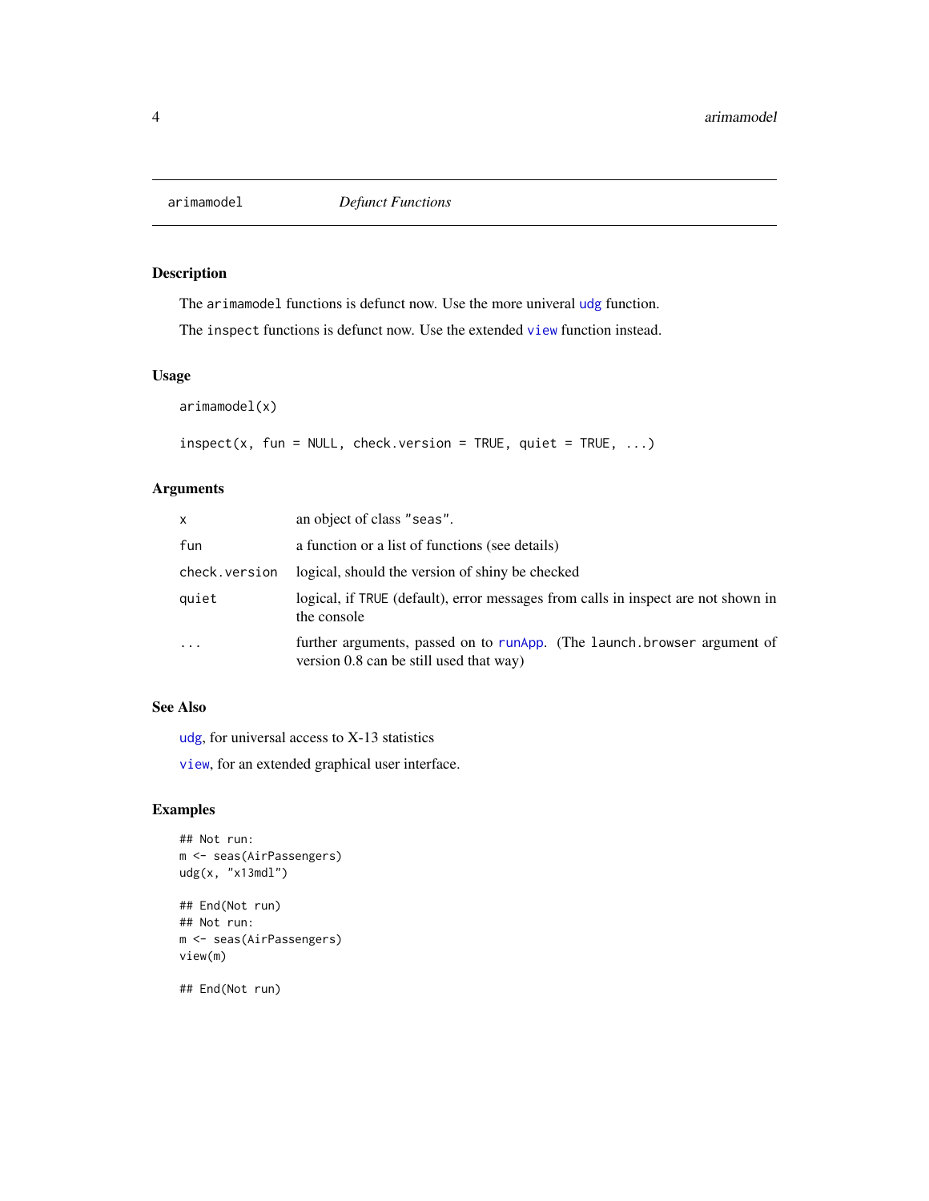arimamodel *Defunct Functions*

### Description

The `arimamodel` functions is defunct now. Use the more univeral `udg` function.

The `inspect` functions is defunct now. Use the extended `view` function instead.

### Usage

```
arimamodel(x)

inspect(x, fun = NULL, check.version = TRUE, quiet = TRUE, ...)
```

### Arguments

| | |
|---|---|
| `x` | an object of class `"seas"`. |
| `fun` | a function or a list of functions (see details) |
| `check.version` | logical, should the version of shiny be checked |
| `quiet` | logical, if `TRUE` (default), error messages from calls in inspect are not shown in the console |
| `...` | further arguments, passed on to `runApp`. (The `launch.browser` argument of version 0.8 can be still used that way) |

### See Also

`udg`, for universal access to X-13 statistics

`view`, for an extended graphical user interface.

### Examples

```
## Not run:
m <- seas(AirPassengers)
udg(x, "x13mdl")

## End(Not run)
## Not run:
m <- seas(AirPassengers)
view(m)

## End(Not run)
```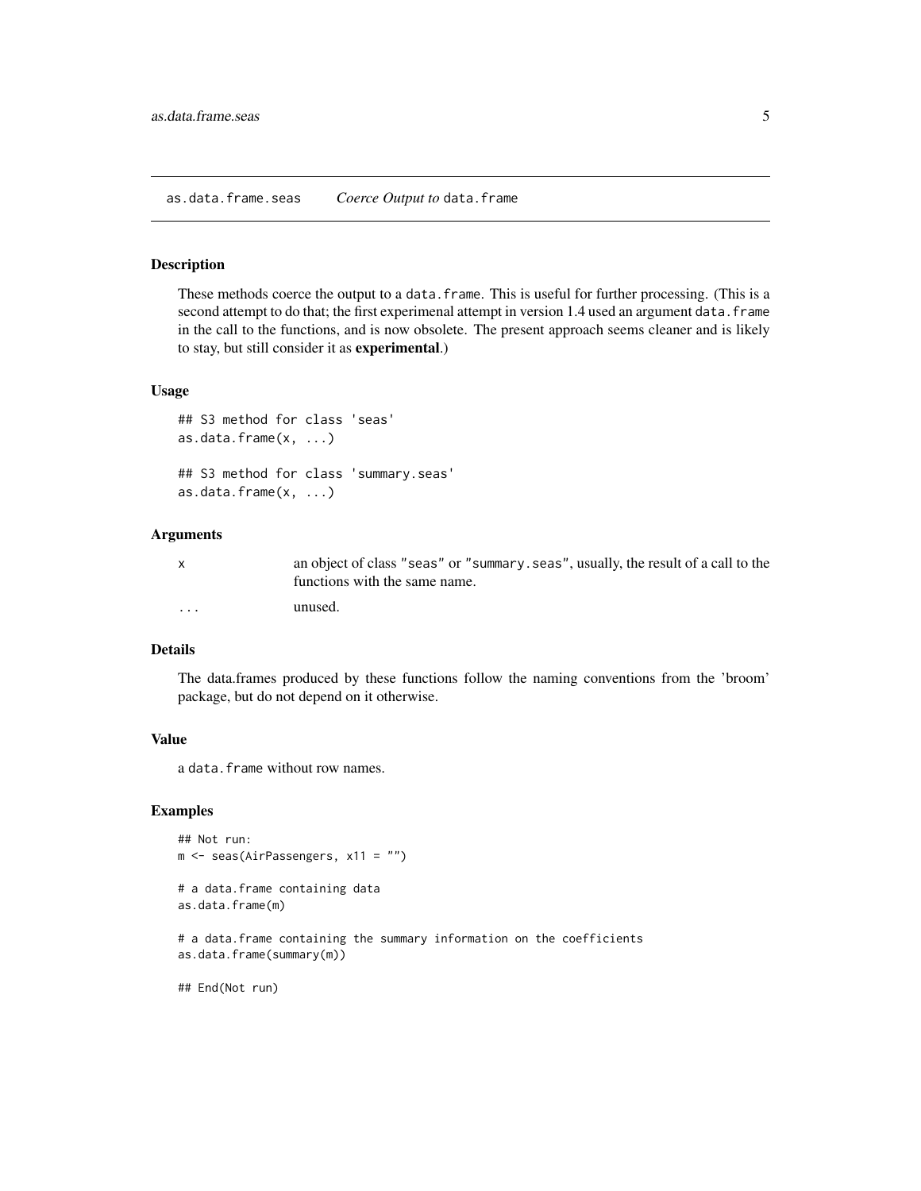## as.data.frame.seas — *Coerce Output to* `data.frame`

### Description

These methods coerce the output to a `data.frame`. This is useful for further processing. (This is a second attempt to do that; the first experimenal attempt in version 1.4 used an argument `data.frame` in the call to the functions, and is now obsolete. The present approach seems cleaner and is likely to stay, but still consider it as **experimental**.)

### Usage

```
## S3 method for class 'seas'
as.data.frame(x, ...)

## S3 method for class 'summary.seas'
as.data.frame(x, ...)
```

### Arguments

| | |
|---|---|
| `x` | an object of class `"seas"` or `"summary.seas"`, usually, the result of a call to the functions with the same name. |
| `...` | unused. |

### Details

The data.frames produced by these functions follow the naming conventions from the 'broom' package, but do not depend on it otherwise.

### Value

a `data.frame` without row names.

### Examples

```
## Not run:
m <- seas(AirPassengers, x11 = "")

# a data.frame containing data
as.data.frame(m)

# a data.frame containing the summary information on the coefficients
as.data.frame(summary(m))

## End(Not run)
```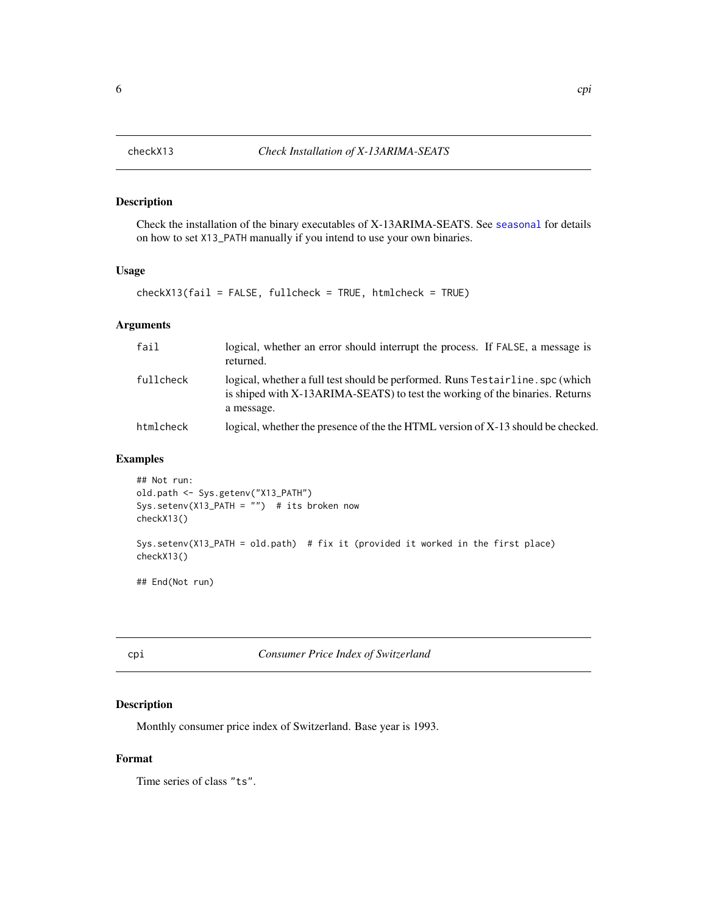## checkX13 — *Check Installation of X-13ARIMA-SEATS*

### Description

Check the installation of the binary executables of X-13ARIMA-SEATS. See seasonal for details on how to set X13_PATH manually if you intend to use your own binaries.

### Usage

```
checkX13(fail = FALSE, fullcheck = TRUE, htmlcheck = TRUE)
```

### Arguments

| | |
|---|---|
| fail | logical, whether an error should interrupt the process. If FALSE, a message is returned. |
| fullcheck | logical, whether a full test should be performed. Runs Testairline.spc (which is shiped with X-13ARIMA-SEATS) to test the working of the binaries. Returns a message. |
| htmlcheck | logical, whether the presence of the the HTML version of X-13 should be checked. |

### Examples

```
## Not run:
old.path <- Sys.getenv("X13_PATH")
Sys.setenv(X13_PATH = "")  # its broken now
checkX13()

Sys.setenv(X13_PATH = old.path)  # fix it (provided it worked in the first place)
checkX13()

## End(Not run)
```

## cpi — *Consumer Price Index of Switzerland*

### Description

Monthly consumer price index of Switzerland. Base year is 1993.

### Format

Time series of class "ts".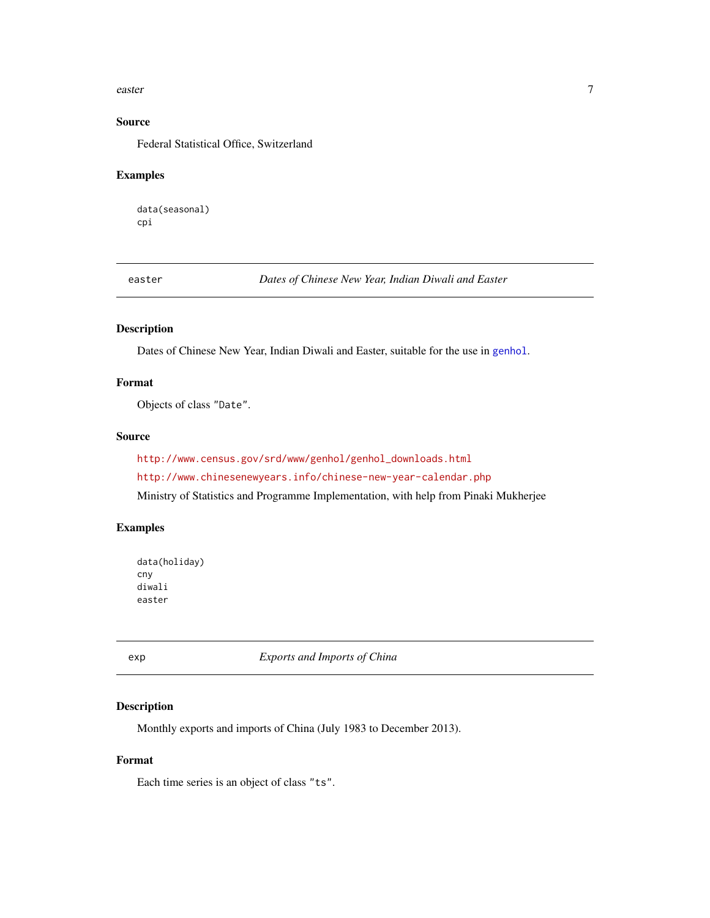## Source

Federal Statistical Office, Switzerland

## Examples

```
data(seasonal)
cpi
```

---

# easter — *Dates of Chinese New Year, Indian Diwali and Easter*

---

## Description

Dates of Chinese New Year, Indian Diwali and Easter, suitable for the use in `genhol`.

## Format

Objects of class `"Date"`.

## Source

http://www.census.gov/srd/www/genhol/genhol_downloads.html

http://www.chinesenewyears.info/chinese-new-year-calendar.php

Ministry of Statistics and Programme Implementation, with help from Pinaki Mukherjee

## Examples

```
data(holiday)
cny
diwali
easter
```

---

# exp — *Exports and Imports of China*

---

## Description

Monthly exports and imports of China (July 1983 to December 2013).

## Format

Each time series is an object of class `"ts"`.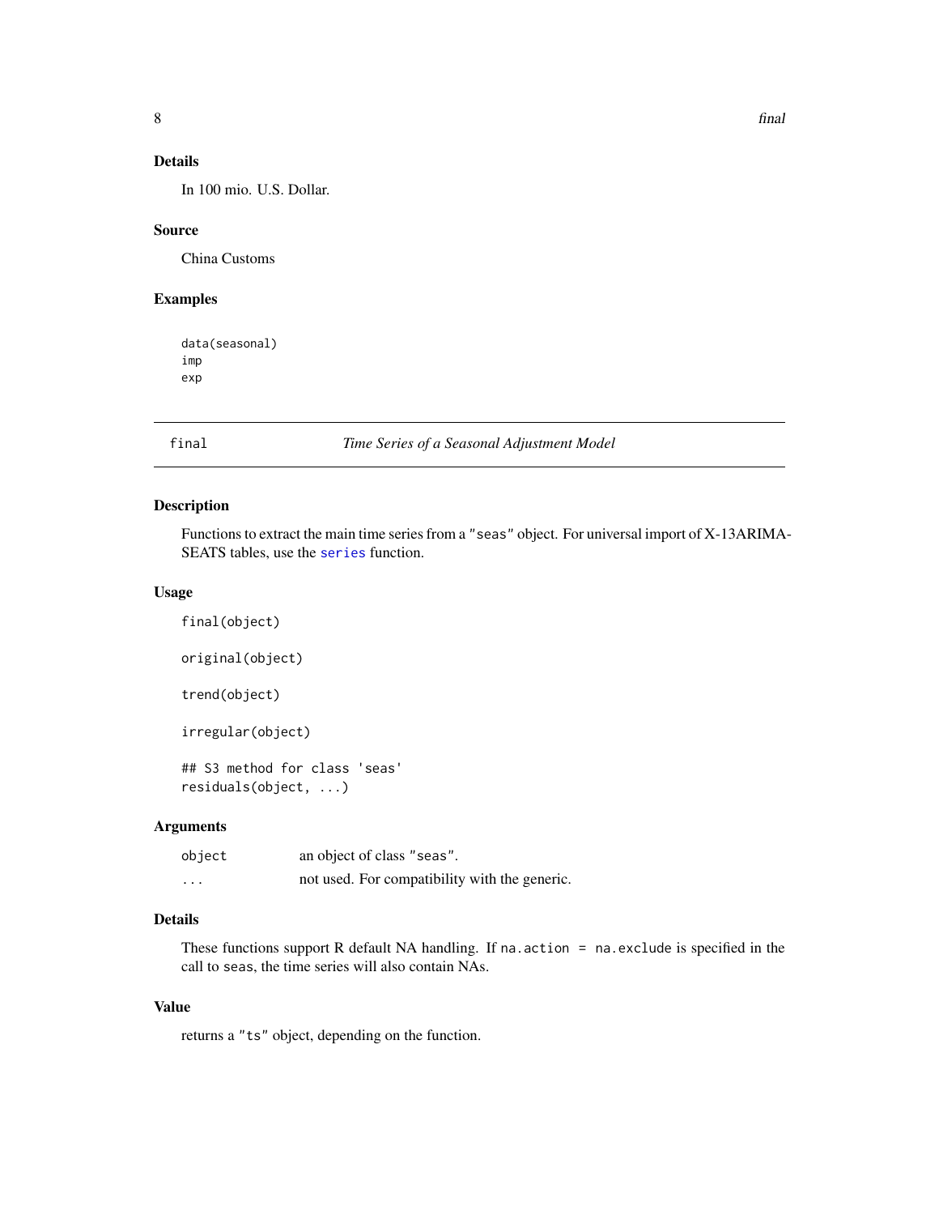### Details

In 100 mio. U.S. Dollar.

### Source

China Customs

### Examples

```
data(seasonal)
imp
exp
```

---

## final — *Time Series of a Seasonal Adjustment Model*

### Description

Functions to extract the main time series from a "seas" object. For universal import of X-13ARIMA-SEATS tables, use the series function.

### Usage

```
final(object)

original(object)

trend(object)

irregular(object)

## S3 method for class 'seas'
residuals(object, ...)
```

### Arguments

| | |
|---|---|
| object | an object of class "seas". |
| ... | not used. For compatibility with the generic. |

### Details

These functions support R default NA handling. If `na.action = na.exclude` is specified in the call to `seas`, the time series will also contain NAs.

### Value

returns a "ts" object, depending on the function.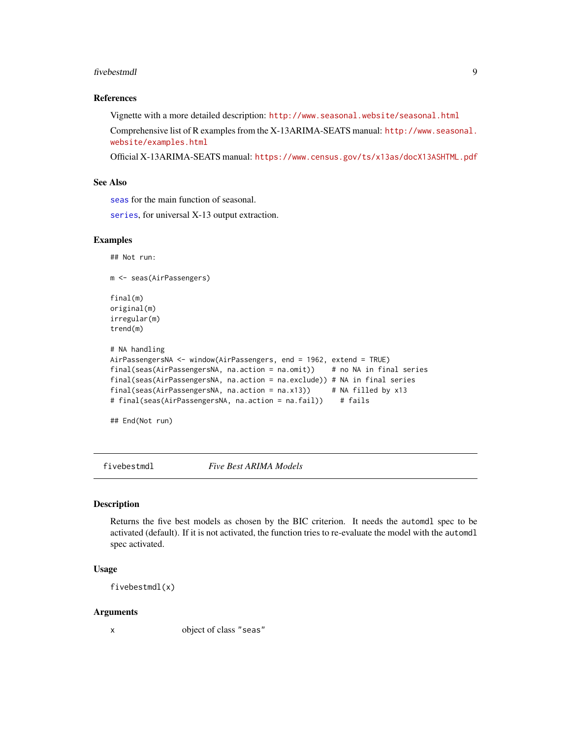### References

Vignette with a more detailed description: http://www.seasonal.website/seasonal.html

Comprehensive list of R examples from the X-13ARIMA-SEATS manual: http://www.seasonal.website/examples.html

Official X-13ARIMA-SEATS manual: https://www.census.gov/ts/x13as/docX13ASHTML.pdf

### See Also

seas for the main function of seasonal.

series, for universal X-13 output extraction.

### Examples

```
## Not run:

m <- seas(AirPassengers)

final(m)
original(m)
irregular(m)
trend(m)

# NA handling
AirPassengersNA <- window(AirPassengers, end = 1962, extend = TRUE)
final(seas(AirPassengersNA, na.action = na.omit))    # no NA in final series
final(seas(AirPassengersNA, na.action = na.exclude)) # NA in final series
final(seas(AirPassengersNA, na.action = na.x13))     # NA filled by x13
# final(seas(AirPassengersNA, na.action = na.fail))    # fails

## End(Not run)
```

## fivebestmdl    *Five Best ARIMA Models*

### Description

Returns the five best models as chosen by the BIC criterion. It needs the automdl spec to be activated (default). If it is not activated, the function tries to re-evaluate the model with the automdl spec activated.

### Usage

```
fivebestmdl(x)
```

### Arguments

| | |
|---|---|
| x | object of class "seas" |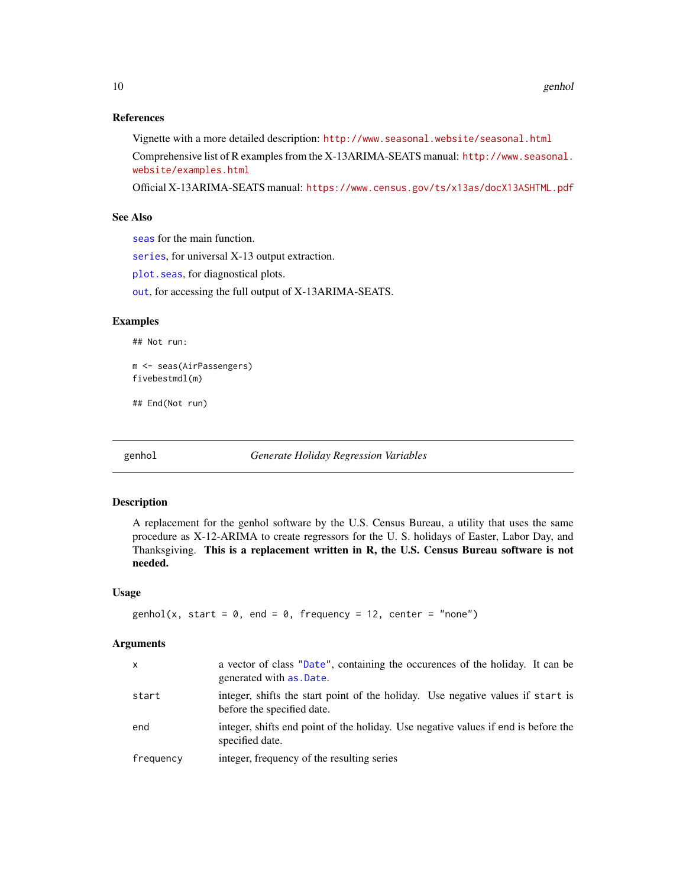### References

Vignette with a more detailed description: http://www.seasonal.website/seasonal.html

Comprehensive list of R examples from the X-13ARIMA-SEATS manual: http://www.seasonal.website/examples.html

Official X-13ARIMA-SEATS manual: https://www.census.gov/ts/x13as/docX13ASHTML.pdf

### See Also

`seas` for the main function.

`series`, for universal X-13 output extraction.

`plot.seas`, for diagnostical plots.

`out`, for accessing the full output of X-13ARIMA-SEATS.

### Examples

```
## Not run:

m <- seas(AirPassengers)
fivebestmdl(m)

## End(Not run)
```

---

## genhol — *Generate Holiday Regression Variables*

### Description

A replacement for the genhol software by the U.S. Census Bureau, a utility that uses the same procedure as X-12-ARIMA to create regressors for the U. S. holidays of Easter, Labor Day, and Thanksgiving. **This is a replacement written in R, the U.S. Census Bureau software is not needed.**

### Usage

```
genhol(x, start = 0, end = 0, frequency = 12, center = "none")
```

### Arguments

| | |
|---|---|
| `x` | a vector of class `"Date"`, containing the occurences of the holiday. It can be generated with `as.Date`. |
| `start` | integer, shifts the start point of the holiday. Use negative values if `start` is before the specified date. |
| `end` | integer, shifts end point of the holiday. Use negative values if end is before the specified date. |
| `frequency` | integer, frequency of the resulting series |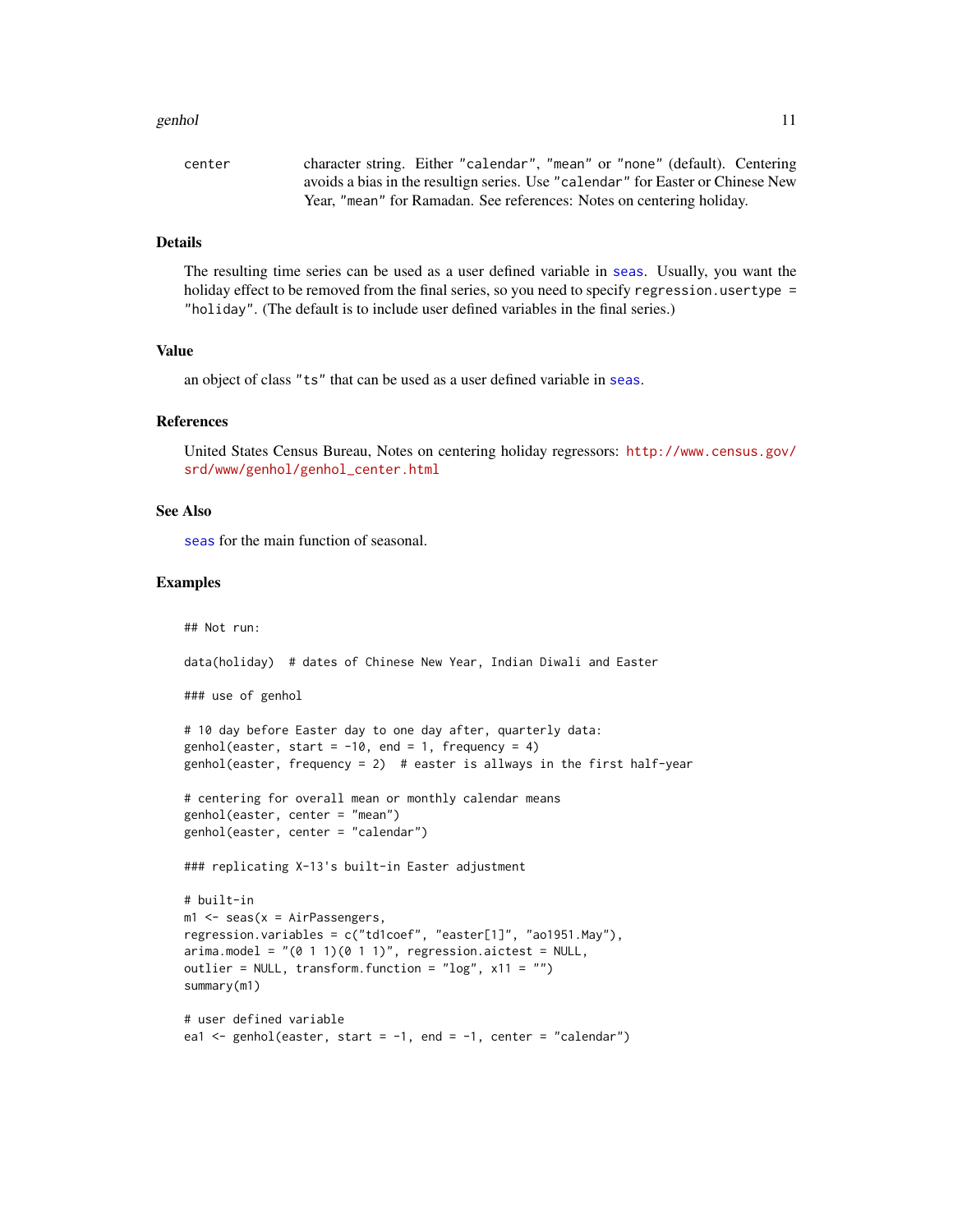center    character string. Either "calendar", "mean" or "none" (default). Centering avoids a bias in the resultign series. Use "calendar" for Easter or Chinese New Year, "mean" for Ramadan. See references: Notes on centering holiday.

## Details

The resulting time series can be used as a user defined variable in `seas`. Usually, you want the holiday effect to be removed from the final series, so you need to specify `regression.usertype = "holiday"`. (The default is to include user defined variables in the final series.)

## Value

an object of class "ts" that can be used as a user defined variable in `seas`.

## References

United States Census Bureau, Notes on centering holiday regressors: http://www.census.gov/srd/www/genhol/genhol_center.html

## See Also

`seas` for the main function of seasonal.

## Examples

```
## Not run:

data(holiday)  # dates of Chinese New Year, Indian Diwali and Easter

### use of genhol

# 10 day before Easter day to one day after, quarterly data:
genhol(easter, start = -10, end = 1, frequency = 4)
genhol(easter, frequency = 2)  # easter is allways in the first half-year

# centering for overall mean or monthly calendar means
genhol(easter, center = "mean")
genhol(easter, center = "calendar")

### replicating X-13's built-in Easter adjustment

# built-in
m1 <- seas(x = AirPassengers,
regression.variables = c("td1coef", "easter[1]", "ao1951.May"),
arima.model = "(0 1 1)(0 1 1)", regression.aictest = NULL,
outlier = NULL, transform.function = "log", x11 = "")
summary(m1)

# user defined variable
ea1 <- genhol(easter, start = -1, end = -1, center = "calendar")
```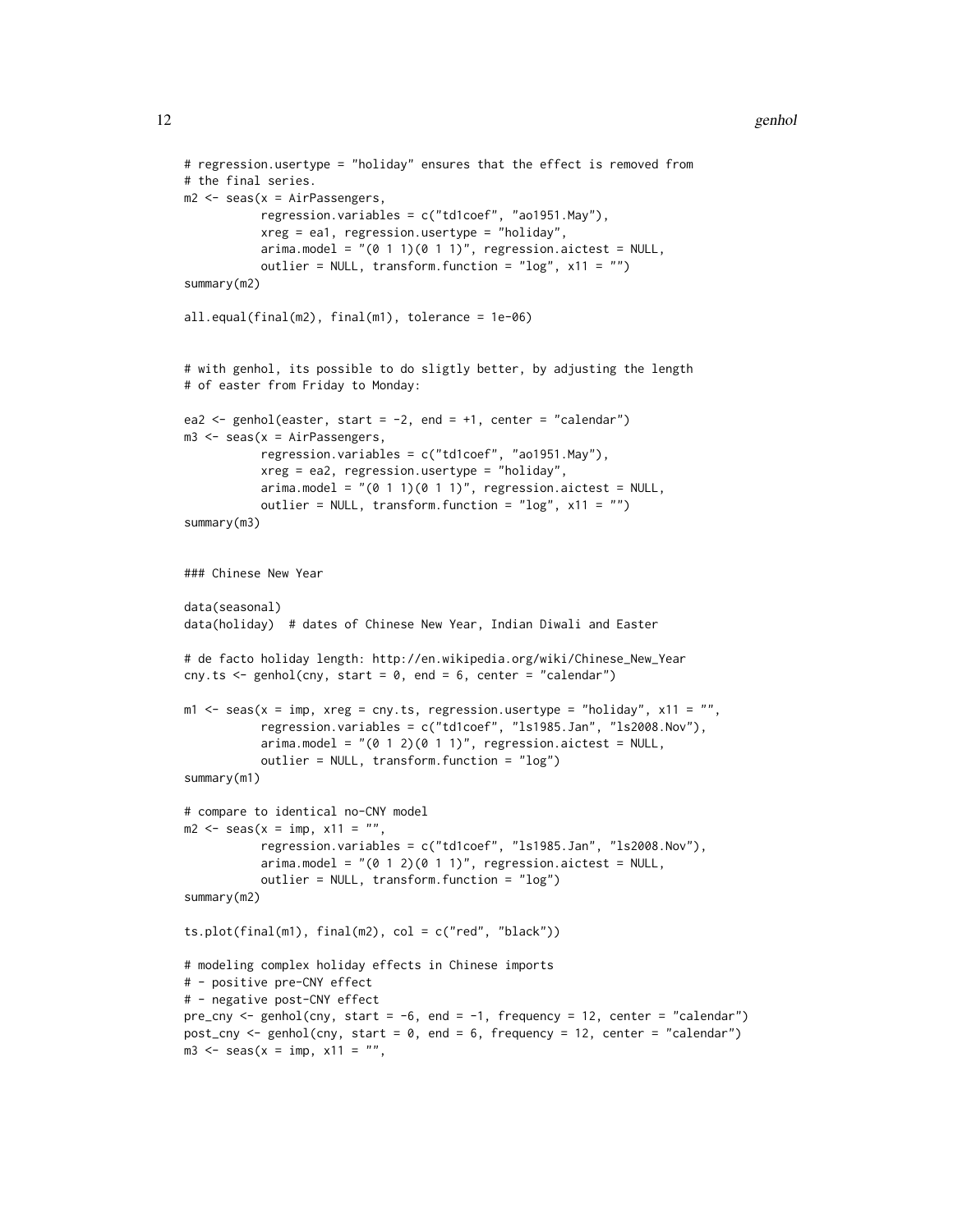```
# regression.usertype = "holiday" ensures that the effect is removed from
# the final series.
m2 <- seas(x = AirPassengers,
           regression.variables = c("td1coef", "ao1951.May"),
           xreg = ea1, regression.usertype = "holiday",
           arima.model = "(0 1 1)(0 1 1)", regression.aictest = NULL,
           outlier = NULL, transform.function = "log", x11 = "")
summary(m2)

all.equal(final(m2), final(m1), tolerance = 1e-06)


# with genhol, its possible to do sligtly better, by adjusting the length
# of easter from Friday to Monday:

ea2 <- genhol(easter, start = -2, end = +1, center = "calendar")
m3 <- seas(x = AirPassengers,
           regression.variables = c("td1coef", "ao1951.May"),
           xreg = ea2, regression.usertype = "holiday",
           arima.model = "(0 1 1)(0 1 1)", regression.aictest = NULL,
           outlier = NULL, transform.function = "log", x11 = "")
summary(m3)


### Chinese New Year

data(seasonal)
data(holiday)  # dates of Chinese New Year, Indian Diwali and Easter

# de facto holiday length: http://en.wikipedia.org/wiki/Chinese_New_Year
cny.ts <- genhol(cny, start = 0, end = 6, center = "calendar")

m1 <- seas(x = imp, xreg = cny.ts, regression.usertype = "holiday", x11 = "",
           regression.variables = c("td1coef", "ls1985.Jan", "ls2008.Nov"),
           arima.model = "(0 1 2)(0 1 1)", regression.aictest = NULL,
           outlier = NULL, transform.function = "log")
summary(m1)

# compare to identical no-CNY model
m2 <- seas(x = imp, x11 = "",
           regression.variables = c("td1coef", "ls1985.Jan", "ls2008.Nov"),
           arima.model = "(0 1 2)(0 1 1)", regression.aictest = NULL,
           outlier = NULL, transform.function = "log")
summary(m2)

ts.plot(final(m1), final(m2), col = c("red", "black"))

# modeling complex holiday effects in Chinese imports
# - positive pre-CNY effect
# - negative post-CNY effect
pre_cny <- genhol(cny, start = -6, end = -1, frequency = 12, center = "calendar")
post_cny <- genhol(cny, start = 0, end = 6, frequency = 12, center = "calendar")
m3 <- seas(x = imp, x11 = "",
```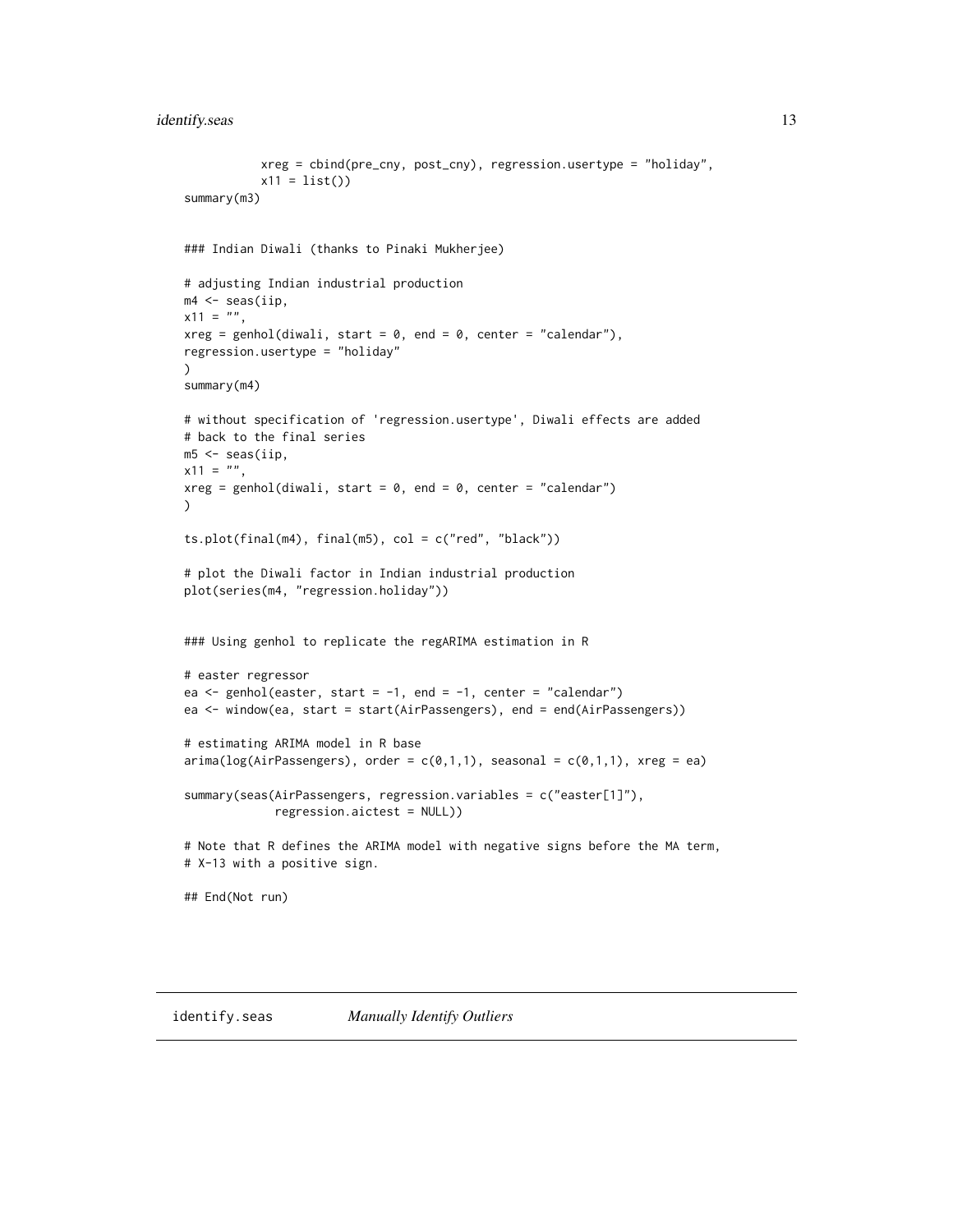```
          xreg = cbind(pre_cny, post_cny), regression.usertype = "holiday",
          x11 = list())
summary(m3)


### Indian Diwali (thanks to Pinaki Mukherjee)

# adjusting Indian industrial production
m4 <- seas(iip,
x11 = "",
xreg = genhol(diwali, start = 0, end = 0, center = "calendar"),
regression.usertype = "holiday"
)
summary(m4)

# without specification of 'regression.usertype', Diwali effects are added
# back to the final series
m5 <- seas(iip,
x11 = "",
xreg = genhol(diwali, start = 0, end = 0, center = "calendar")
)

ts.plot(final(m4), final(m5), col = c("red", "black"))

# plot the Diwali factor in Indian industrial production
plot(series(m4, "regression.holiday"))


### Using genhol to replicate the regARIMA estimation in R

# easter regressor
ea <- genhol(easter, start = -1, end = -1, center = "calendar")
ea <- window(ea, start = start(AirPassengers), end = end(AirPassengers))

# estimating ARIMA model in R base
arima(log(AirPassengers), order = c(0,1,1), seasonal = c(0,1,1), xreg = ea)

summary(seas(AirPassengers, regression.variables = c("easter[1]"),
             regression.aictest = NULL))

# Note that R defines the ARIMA model with negative signs before the MA term,
# X-13 with a positive sign.

## End(Not run)
```

---

identify.seas *Manually Identify Outliers*

---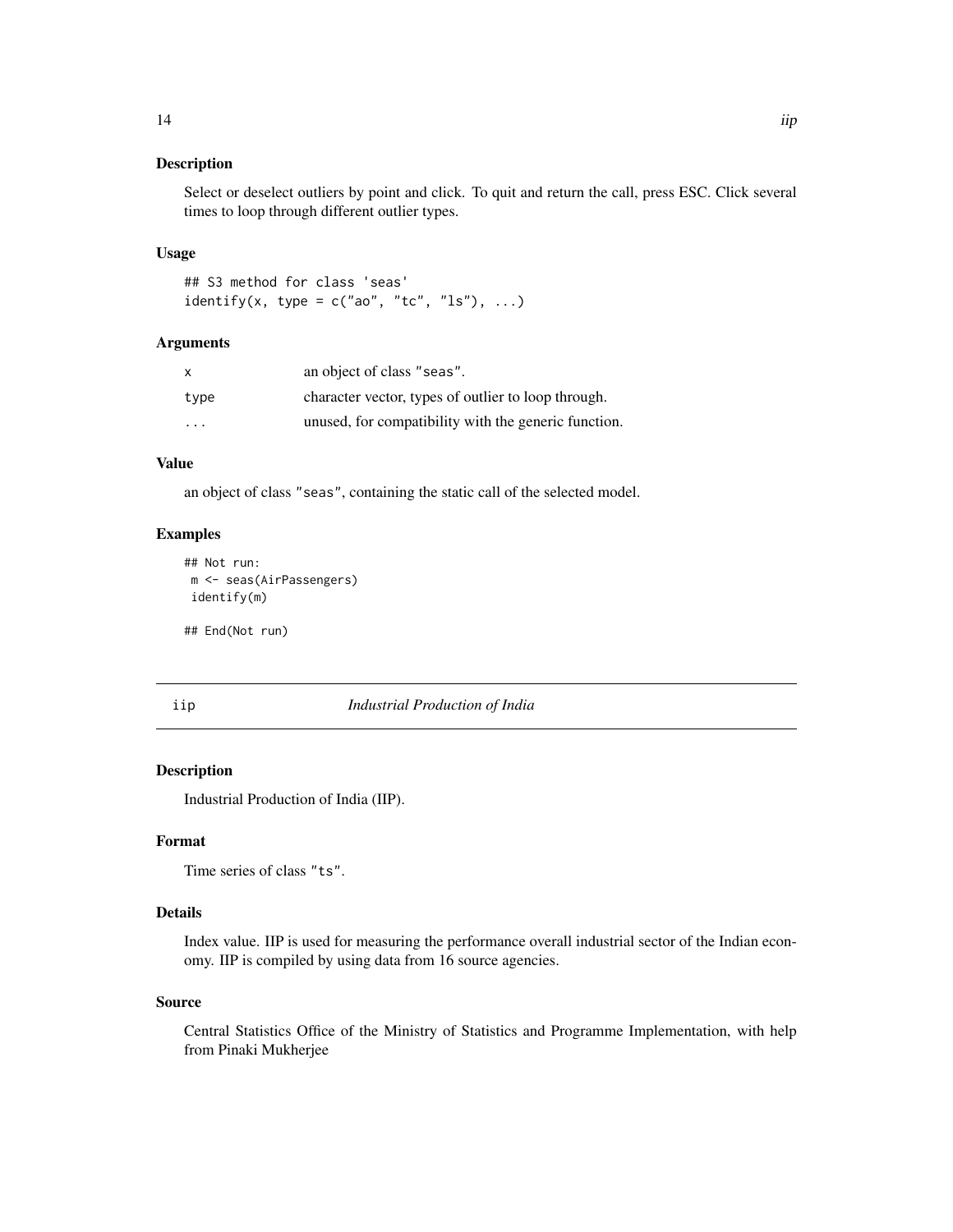### Description

Select or deselect outliers by point and click. To quit and return the call, press ESC. Click several times to loop through different outlier types.

### Usage

```
## S3 method for class 'seas'
identify(x, type = c("ao", "tc", "ls"), ...)
```

### Arguments

| | |
|---|---|
| `x` | an object of class `"seas"`. |
| `type` | character vector, types of outlier to loop through. |
| `...` | unused, for compatibility with the generic function. |

### Value

an object of class `"seas"`, containing the static call of the selected model.

### Examples

```
## Not run:
 m <- seas(AirPassengers)
 identify(m)

## End(Not run)
```

---

## iip — *Industrial Production of India*

### Description

Industrial Production of India (IIP).

### Format

Time series of class `"ts"`.

### Details

Index value. IIP is used for measuring the performance overall industrial sector of the Indian economy. IIP is compiled by using data from 16 source agencies.

### Source

Central Statistics Office of the Ministry of Statistics and Programme Implementation, with help from Pinaki Mukherjee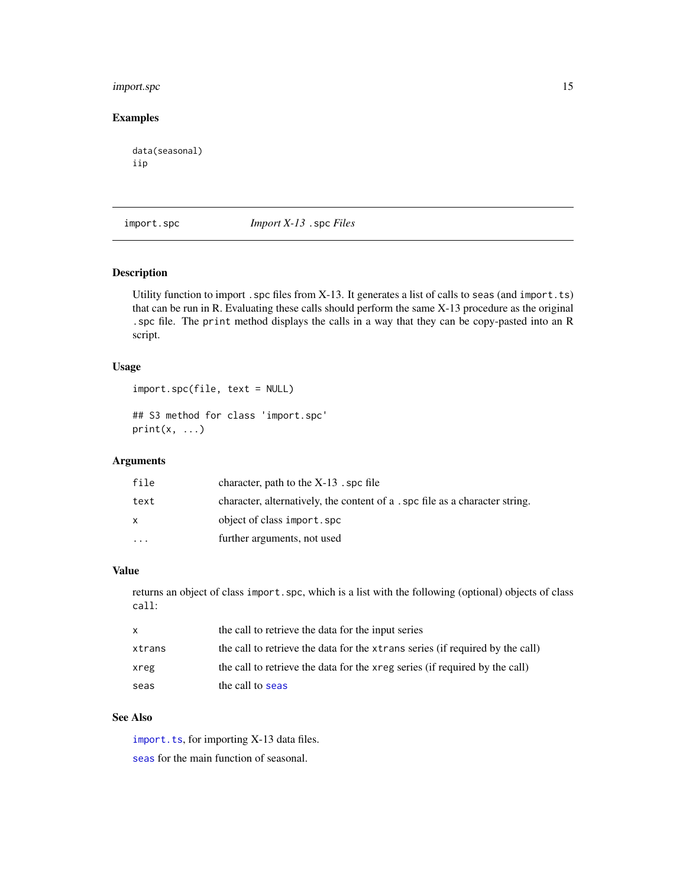## Examples

```
data(seasonal)
iip
```

---

## import.spc *Import X-13 .spc Files*

---

### Description

Utility function to import .spc files from X-13. It generates a list of calls to seas (and import.ts) that can be run in R. Evaluating these calls should perform the same X-13 procedure as the original .spc file. The print method displays the calls in a way that they can be copy-pasted into an R script.

### Usage

```
import.spc(file, text = NULL)

## S3 method for class 'import.spc'
print(x, ...)
```

### Arguments

| | |
|---|---|
| file | character, path to the X-13 .spc file |
| text | character, alternatively, the content of a .spc file as a character string. |
| x | object of class import.spc |
| ... | further arguments, not used |

### Value

returns an object of class import.spc, which is a list with the following (optional) objects of class call:

| | |
|---|---|
| x | the call to retrieve the data for the input series |
| xtrans | the call to retrieve the data for the xtrans series (if required by the call) |
| xreg | the call to retrieve the data for the xreg series (if required by the call) |
| seas | the call to seas |

### See Also

import.ts, for importing X-13 data files.

seas for the main function of seasonal.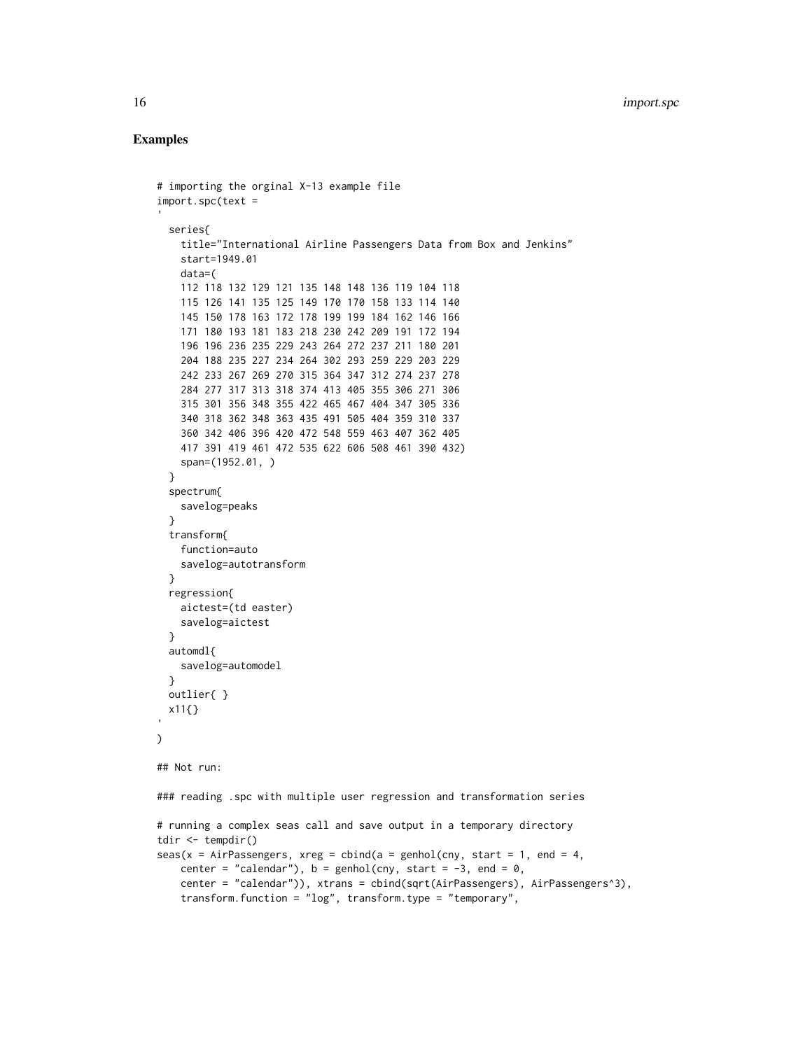## Examples

```
# importing the orginal X-13 example file
import.spc(text =
'
  series{
    title="International Airline Passengers Data from Box and Jenkins"
    start=1949.01
    data=(
    112 118 132 129 121 135 148 148 136 119 104 118
    115 126 141 135 125 149 170 170 158 133 114 140
    145 150 178 163 172 178 199 199 184 162 146 166
    171 180 193 181 183 218 230 242 209 191 172 194
    196 196 236 235 229 243 264 272 237 211 180 201
    204 188 235 227 234 264 302 293 259 229 203 229
    242 233 267 269 270 315 364 347 312 274 237 278
    284 277 317 313 318 374 413 405 355 306 271 306
    315 301 356 348 355 422 465 467 404 347 305 336
    340 318 362 348 363 435 491 505 404 359 310 337
    360 342 406 396 420 472 548 559 463 407 362 405
    417 391 419 461 472 535 622 606 508 461 390 432)
    span=(1952.01, )
  }
  spectrum{
    savelog=peaks
  }
  transform{
    function=auto
    savelog=autotransform
  }
  regression{
    aictest=(td easter)
    savelog=aictest
  }
  automdl{
    savelog=automodel
  }
  outlier{ }
  x11{}
'
)

## Not run:

### reading .spc with multiple user regression and transformation series

# running a complex seas call and save output in a temporary directory
tdir <- tempdir()
seas(x = AirPassengers, xreg = cbind(a = genhol(cny, start = 1, end = 4,
    center = "calendar"), b = genhol(cny, start = -3, end = 0,
    center = "calendar")), xtrans = cbind(sqrt(AirPassengers), AirPassengers^3),
    transform.function = "log", transform.type = "temporary",
```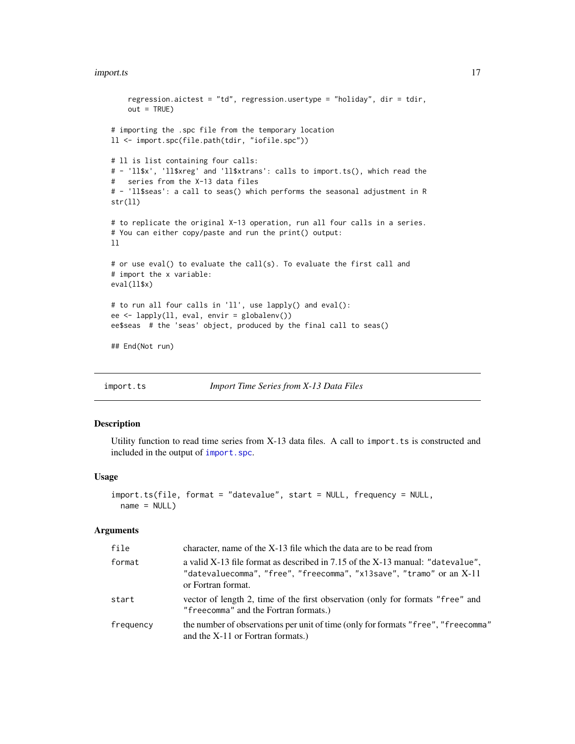```
    regression.aictest = "td", regression.usertype = "holiday", dir = tdir,
    out = TRUE)

# importing the .spc file from the temporary location
ll <- import.spc(file.path(tdir, "iofile.spc"))

# ll is list containing four calls:
# - 'll$x', 'll$xreg' and 'll$xtrans': calls to import.ts(), which read the
#   series from the X-13 data files
# - 'll$seas': a call to seas() which performs the seasonal adjustment in R
str(ll)

# to replicate the original X-13 operation, run all four calls in a series.
# You can either copy/paste and run the print() output:
ll

# or use eval() to evaluate the call(s). To evaluate the first call and
# import the x variable:
eval(ll$x)

# to run all four calls in 'll', use lapply() and eval():
ee <- lapply(ll, eval, envir = globalenv())
ee$seas  # the 'seas' object, produced by the final call to seas()

## End(Not run)
```

---

## import.ts — *Import Time Series from X-13 Data Files*

### Description

Utility function to read time series from X-13 data files. A call to `import.ts` is constructed and included in the output of `import.spc`.

### Usage

```
import.ts(file, format = "datevalue", start = NULL, frequency = NULL,
  name = NULL)
```

### Arguments

| | |
|---|---|
| `file` | character, name of the X-13 file which the data are to be read from |
| `format` | a valid X-13 file format as described in 7.15 of the X-13 manual: `"datevalue"`, `"datevaluecomma"`, `"free"`, `"freecomma"`, `"x13save"`, `"tramo"` or an X-11 or Fortran format. |
| `start` | vector of length 2, time of the first observation (only for formats `"free"` and `"freecomma"` and the Fortran formats.) |
| `frequency` | the number of observations per unit of time (only for formats `"free"`, `"freecomma"` and the X-11 or Fortran formats.) |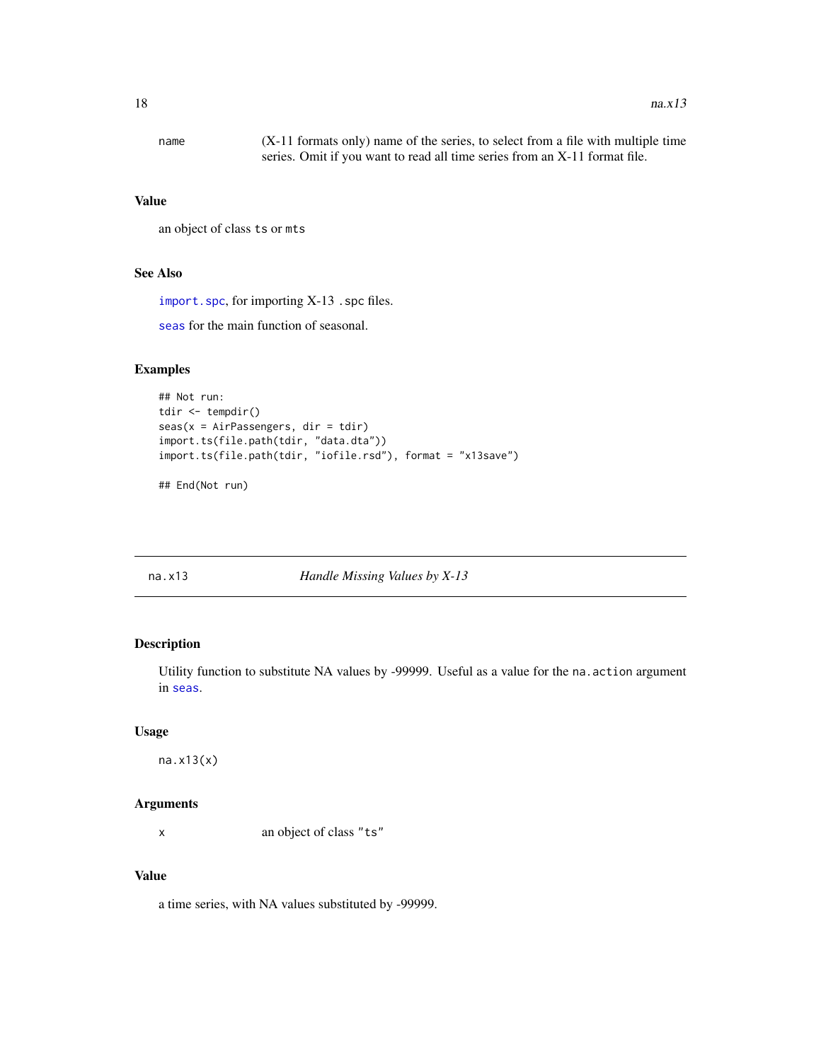| | |
|---|---|
| name | (X-11 formats only) name of the series, to select from a file with multiple time series. Omit if you want to read all time series from an X-11 format file. |

### Value

an object of class `ts` or `mts`

### See Also

`import.spc`, for importing X-13 `.spc` files.

`seas` for the main function of seasonal.

### Examples

```
## Not run:
tdir <- tempdir()
seas(x = AirPassengers, dir = tdir)
import.ts(file.path(tdir, "data.dta"))
import.ts(file.path(tdir, "iofile.rsd"), format = "x13save")

## End(Not run)
```

---

## na.x13 *Handle Missing Values by X-13*

---

### Description

Utility function to substitute NA values by -99999. Useful as a value for the `na.action` argument in `seas`.

### Usage

```
na.x13(x)
```

### Arguments

| | |
|---|---|
| x | an object of class `"ts"` |

### Value

a time series, with NA values substituted by -99999.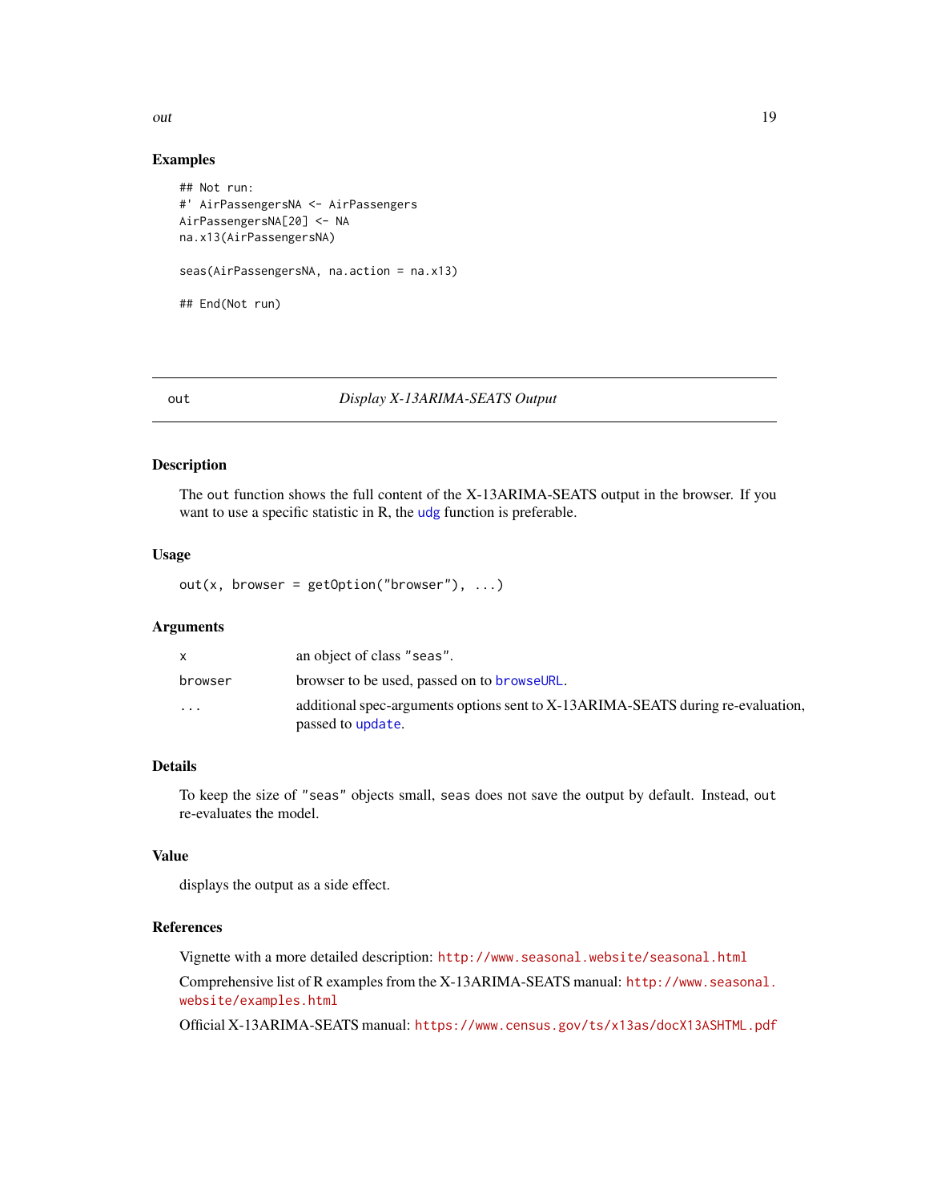## Examples

```
## Not run:
#' AirPassengersNA <- AirPassengers
AirPassengersNA[20] <- NA
na.x13(AirPassengersNA)

seas(AirPassengersNA, na.action = na.x13)

## End(Not run)
```

---

# out — *Display X-13ARIMA-SEATS Output*

---

## Description

The `out` function shows the full content of the X-13ARIMA-SEATS output in the browser. If you want to use a specific statistic in R, the `udg` function is preferable.

## Usage

```
out(x, browser = getOption("browser"), ...)
```

## Arguments

| | |
|---|---|
| `x` | an object of class `"seas"`. |
| `browser` | browser to be used, passed on to `browseURL`. |
| `...` | additional spec-arguments options sent to X-13ARIMA-SEATS during re-evaluation, passed to `update`. |

## Details

To keep the size of `"seas"` objects small, `seas` does not save the output by default. Instead, `out` re-evaluates the model.

## Value

displays the output as a side effect.

## References

Vignette with a more detailed description: http://www.seasonal.website/seasonal.html

Comprehensive list of R examples from the X-13ARIMA-SEATS manual: http://www.seasonal.website/examples.html

Official X-13ARIMA-SEATS manual: https://www.census.gov/ts/x13as/docX13ASHTML.pdf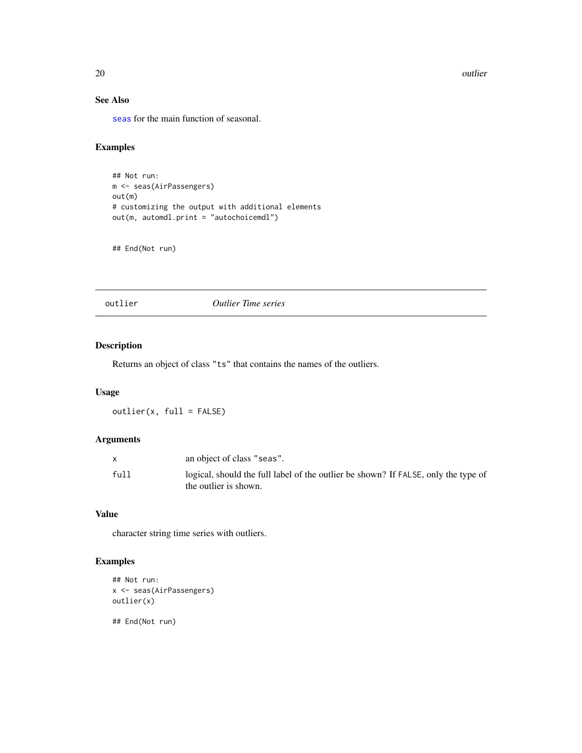### See Also

seas for the main function of seasonal.

### Examples

```
## Not run:
m <- seas(AirPassengers)
out(m)
# customizing the output with additional elements
out(m, automdl.print = "autochoicemdl")


## End(Not run)
```

## outlier — *Outlier Time series*

### Description

Returns an object of class "ts" that contains the names of the outliers.

### Usage

```
outlier(x, full = FALSE)
```

### Arguments

| | |
|---|---|
| x | an object of class "seas". |
| full | logical, should the full label of the outlier be shown? If FALSE, only the type of the outlier is shown. |

### Value

character string time series with outliers.

### Examples

```
## Not run:
x <- seas(AirPassengers)
outlier(x)

## End(Not run)
```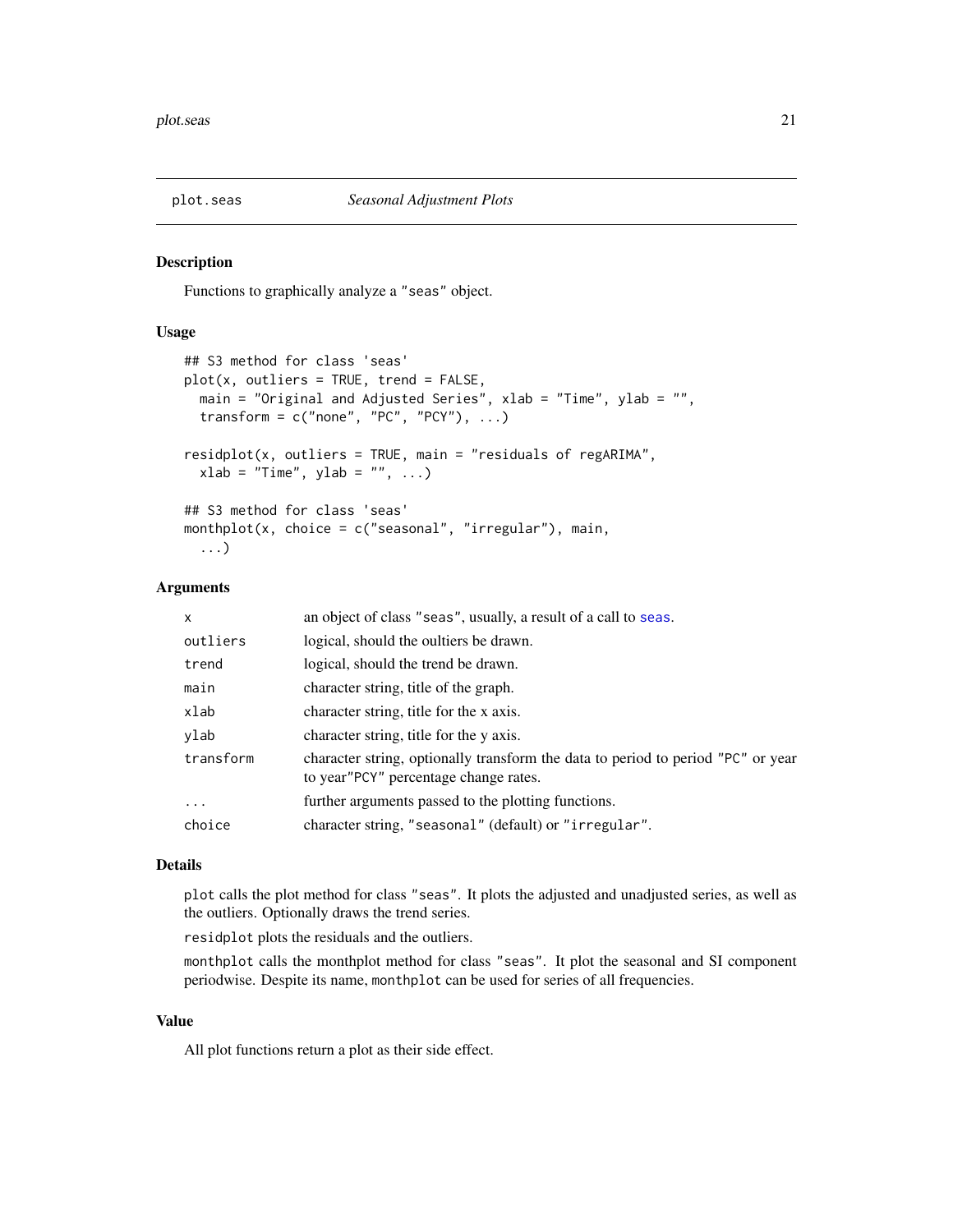## plot.seas — *Seasonal Adjustment Plots*

### Description

Functions to graphically analyze a "seas" object.

### Usage

```
## S3 method for class 'seas'
plot(x, outliers = TRUE, trend = FALSE,
  main = "Original and Adjusted Series", xlab = "Time", ylab = "",
  transform = c("none", "PC", "PCY"), ...)

residplot(x, outliers = TRUE, main = "residuals of regARIMA",
  xlab = "Time", ylab = "", ...)

## S3 method for class 'seas'
monthplot(x, choice = c("seasonal", "irregular"), main,
  ...)
```

### Arguments

| | |
|---|---|
| `x` | an object of class "seas", usually, a result of a call to `seas`. |
| `outliers` | logical, should the oultiers be drawn. |
| `trend` | logical, should the trend be drawn. |
| `main` | character string, title of the graph. |
| `xlab` | character string, title for the x axis. |
| `ylab` | character string, title for the y axis. |
| `transform` | character string, optionally transform the data to period to period "PC" or year to year"PCY" percentage change rates. |
| `...` | further arguments passed to the plotting functions. |
| `choice` | character string, "seasonal" (default) or "irregular". |

### Details

`plot` calls the plot method for class "seas". It plots the adjusted and unadjusted series, as well as the outliers. Optionally draws the trend series.

`residplot` plots the residuals and the outliers.

`monthplot` calls the monthplot method for class "seas". It plot the seasonal and SI component periodwise. Despite its name, `monthplot` can be used for series of all frequencies.

### Value

All plot functions return a plot as their side effect.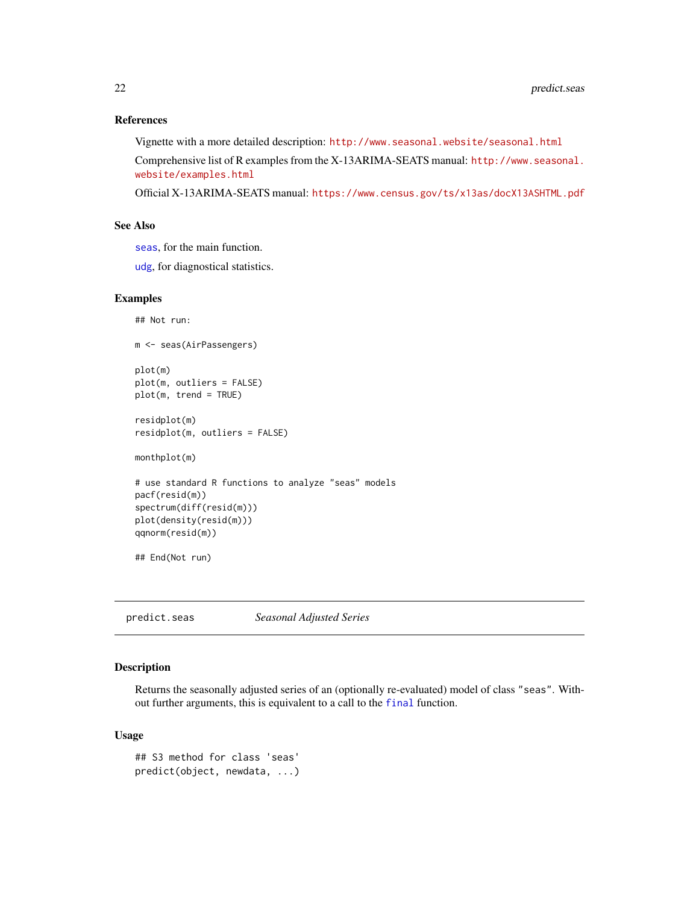### References

Vignette with a more detailed description: http://www.seasonal.website/seasonal.html

Comprehensive list of R examples from the X-13ARIMA-SEATS manual: http://www.seasonal.website/examples.html

Official X-13ARIMA-SEATS manual: https://www.census.gov/ts/x13as/docX13ASHTML.pdf

### See Also

seas, for the main function.

udg, for diagnostical statistics.

### Examples

```
## Not run:

m <- seas(AirPassengers)

plot(m)
plot(m, outliers = FALSE)
plot(m, trend = TRUE)

residplot(m)
residplot(m, outliers = FALSE)

monthplot(m)

# use standard R functions to analyze "seas" models
pacf(resid(m))
spectrum(diff(resid(m)))
plot(density(resid(m)))
qqnorm(resid(m))

## End(Not run)
```

---

## predict.seas *Seasonal Adjusted Series*

### Description

Returns the seasonally adjusted series of an (optionally re-evaluated) model of class "seas". Without further arguments, this is equivalent to a call to the final function.

### Usage

```
## S3 method for class 'seas'
predict(object, newdata, ...)
```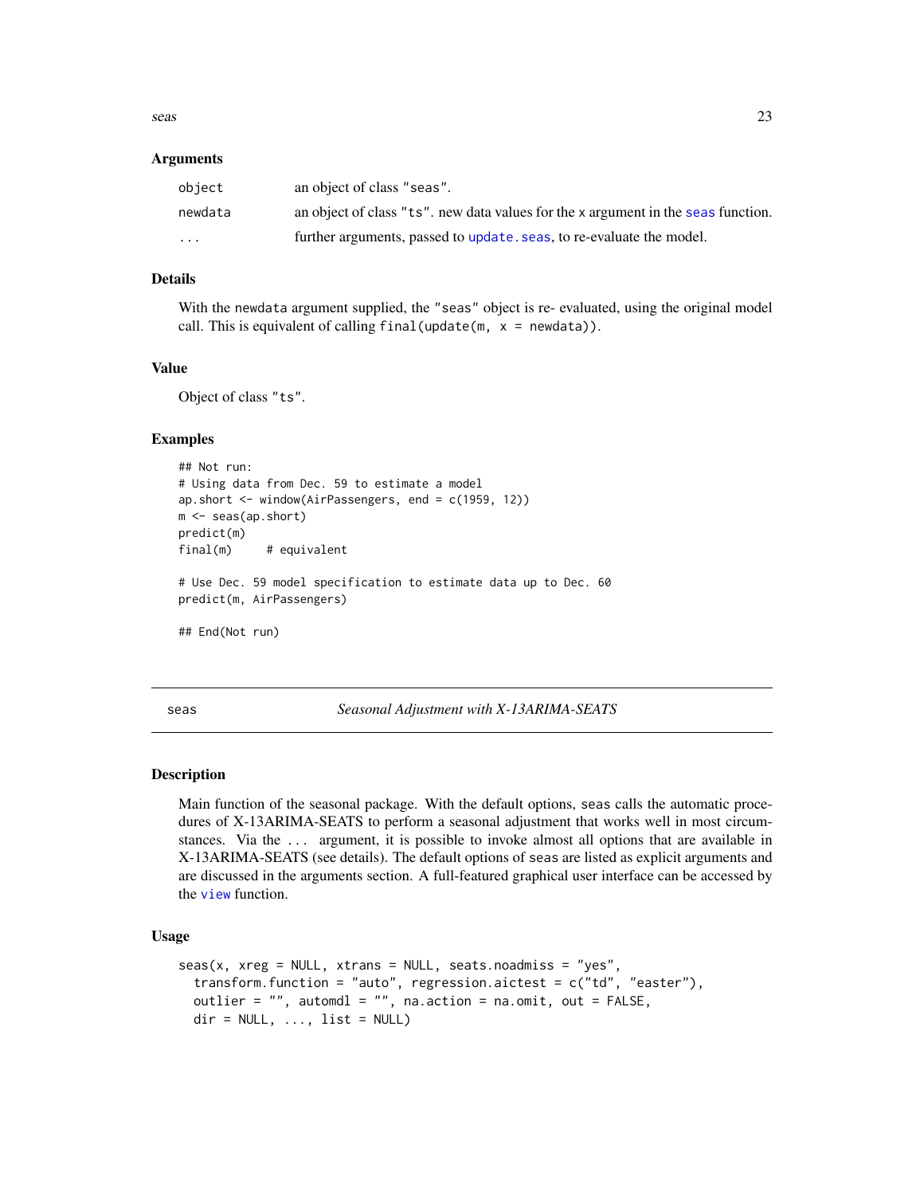### Arguments

| | |
|---|---|
| `object` | an object of class `"seas"`. |
| `newdata` | an object of class `"ts"`. new data values for the x argument in the `seas` function. |
| `...` | further arguments, passed to `update.seas`, to re-evaluate the model. |

### Details

With the `newdata` argument supplied, the `"seas"` object is re- evaluated, using the original model call. This is equivalent of calling `final(update(m, x = newdata))`.

### Value

Object of class `"ts"`.

### Examples

```
## Not run:
# Using data from Dec. 59 to estimate a model
ap.short <- window(AirPassengers, end = c(1959, 12))
m <- seas(ap.short)
predict(m)
final(m)     # equivalent

# Use Dec. 59 model specification to estimate data up to Dec. 60
predict(m, AirPassengers)

## End(Not run)
```

---

## seas — *Seasonal Adjustment with X-13ARIMA-SEATS*

---

### Description

Main function of the seasonal package. With the default options, `seas` calls the automatic procedures of X-13ARIMA-SEATS to perform a seasonal adjustment that works well in most circumstances. Via the `...` argument, it is possible to invoke almost all options that are available in X-13ARIMA-SEATS (see details). The default options of `seas` are listed as explicit arguments and are discussed in the arguments section. A full-featured graphical user interface can be accessed by the `view` function.

### Usage

```
seas(x, xreg = NULL, xtrans = NULL, seats.noadmiss = "yes",
  transform.function = "auto", regression.aictest = c("td", "easter"),
  outlier = "", automdl = "", na.action = na.omit, out = FALSE,
  dir = NULL, ..., list = NULL)
```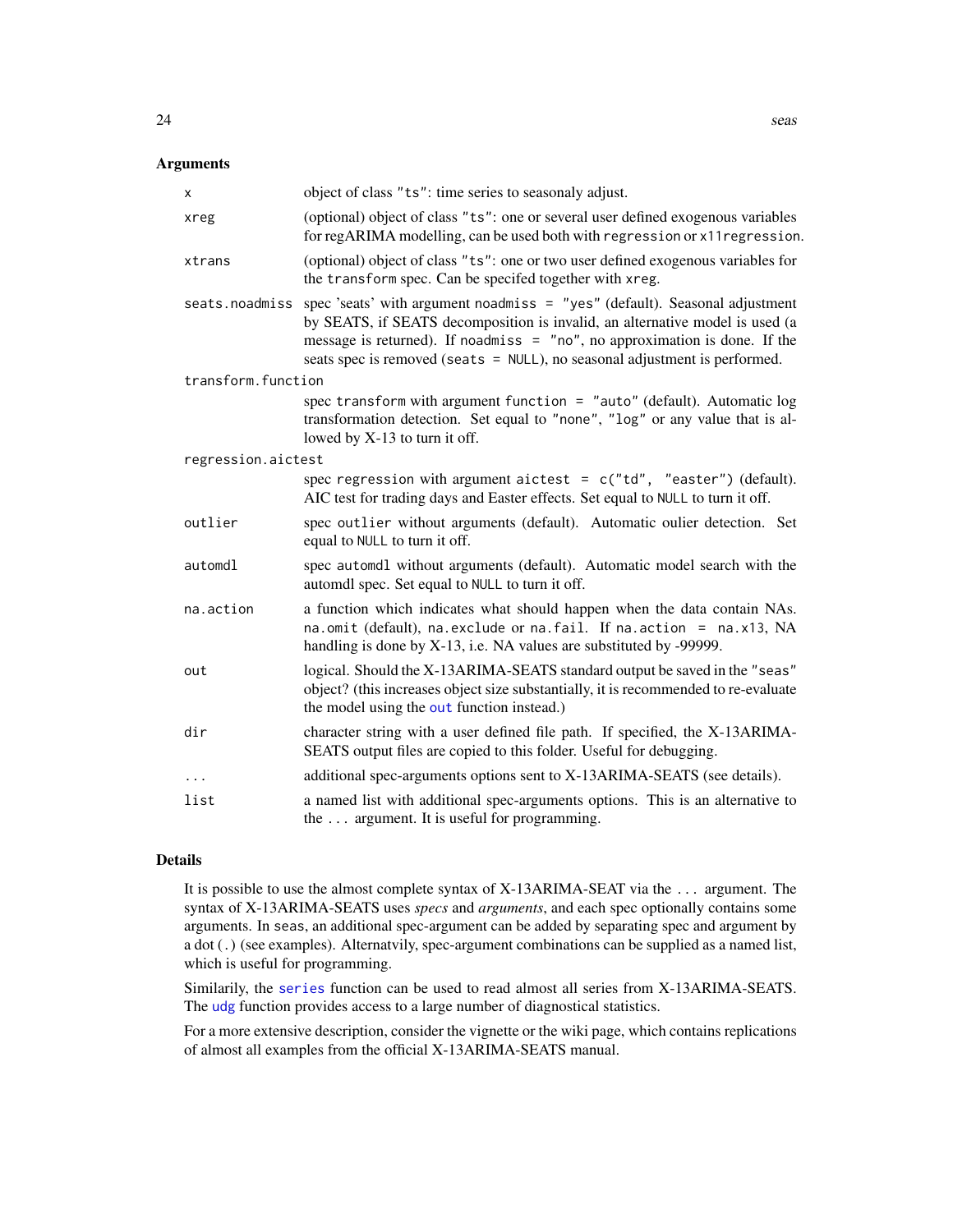## Arguments

| | |
|---|---|
| `x` | object of class `"ts"`: time series to seasonaly adjust. |
| `xreg` | (optional) object of class `"ts"`: one or several user defined exogenous variables for regARIMA modelling, can be used both with `regression` or `x11regression`. |
| `xtrans` | (optional) object of class `"ts"`: one or two user defined exogenous variables for the `transform` spec. Can be specifed together with `xreg`. |
| `seats.noadmiss` | spec 'seats' with argument `noadmiss = "yes"` (default). Seasonal adjustment by SEATS, if SEATS decomposition is invalid, an alternative model is used (a message is returned). If `noadmiss = "no"`, no approximation is done. If the seats spec is removed (`seats = NULL`), no seasonal adjustment is performed. |
| `transform.function` | spec `transform` with argument `function = "auto"` (default). Automatic log transformation detection. Set equal to `"none"`, `"log"` or any value that is allowed by X-13 to turn it off. |
| `regression.aictest` | spec `regression` with argument `aictest = c("td", "easter")` (default). AIC test for trading days and Easter effects. Set equal to `NULL` to turn it off. |
| `outlier` | spec `outlier` without arguments (default). Automatic oulier detection. Set equal to `NULL` to turn it off. |
| `automdl` | spec `automdl` without arguments (default). Automatic model search with the automdl spec. Set equal to `NULL` to turn it off. |
| `na.action` | a function which indicates what should happen when the data contain NAs. `na.omit` (default), `na.exclude` or `na.fail`. If `na.action = na.x13`, NA handling is done by X-13, i.e. NA values are substituted by -99999. |
| `out` | logical. Should the X-13ARIMA-SEATS standard output be saved in the `"seas"` object? (this increases object size substantially, it is recommended to re-evaluate the model using the `out` function instead.) |
| `dir` | character string with a user defined file path. If specified, the X-13ARIMA-SEATS output files are copied to this folder. Useful for debugging. |
| `...` | additional spec-arguments options sent to X-13ARIMA-SEATS (see details). |
| `list` | a named list with additional spec-arguments options. This is an alternative to the `...` argument. It is useful for programming. |

## Details

It is possible to use the almost complete syntax of X-13ARIMA-SEAT via the `...` argument. The syntax of X-13ARIMA-SEATS uses *specs* and *arguments*, and each spec optionally contains some arguments. In `seas`, an additional spec-argument can be added by separating spec and argument by a dot (`.`) (see examples). Alternatvily, spec-argument combinations can be supplied as a named list, which is useful for programming.

Similarly, the `series` function can be used to read almost all series from X-13ARIMA-SEATS. The `udg` function provides access to a large number of diagnostical statistics.

For a more extensive description, consider the vignette or the wiki page, which contains replications of almost all examples from the official X-13ARIMA-SEATS manual.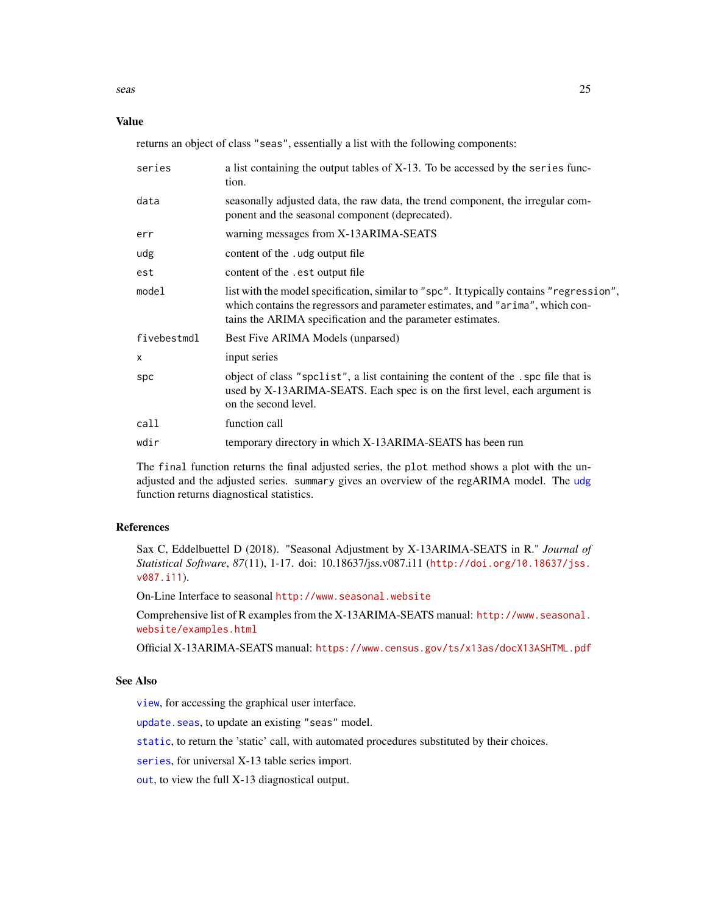## Value

returns an object of class "seas", essentially a list with the following components:

| | |
|---|---|
| series | a list containing the output tables of X-13. To be accessed by the `series` function. |
| data | seasonally adjusted data, the raw data, the trend component, the irregular component and the seasonal component (deprecated). |
| err | warning messages from X-13ARIMA-SEATS |
| udg | content of the `.udg` output file |
| est | content of the `.est` output file |
| model | list with the model specification, similar to "spc". It typically contains "regression", which contains the regressors and parameter estimates, and "arima", which contains the ARIMA specification and the parameter estimates. |
| fivebestmdl | Best Five ARIMA Models (unparsed) |
| x | input series |
| spc | object of class "spclist", a list containing the content of the `.spc` file that is used by X-13ARIMA-SEATS. Each spec is on the first level, each argument is on the second level. |
| call | function call |
| wdir | temporary directory in which X-13ARIMA-SEATS has been run |

The `final` function returns the final adjusted series, the `plot` method shows a plot with the unadjusted and the adjusted series. `summary` gives an overview of the regARIMA model. The `udg` function returns diagnostical statistics.

## References

Sax C, Eddelbuettel D (2018). "Seasonal Adjustment by X-13ARIMA-SEATS in R." *Journal of Statistical Software*, *87*(11), 1-17. doi: 10.18637/jss.v087.i11 (http://doi.org/10.18637/jss.v087.i11).

On-Line Interface to seasonal http://www.seasonal.website

Comprehensive list of R examples from the X-13ARIMA-SEATS manual: http://www.seasonal.website/examples.html

Official X-13ARIMA-SEATS manual: https://www.census.gov/ts/x13as/docX13ASHTML.pdf

## See Also

`view`, for accessing the graphical user interface.

`update.seas`, to update an existing "seas" model.

`static`, to return the 'static' call, with automated procedures substituted by their choices.

`series`, for universal X-13 table series import.

`out`, to view the full X-13 diagnostical output.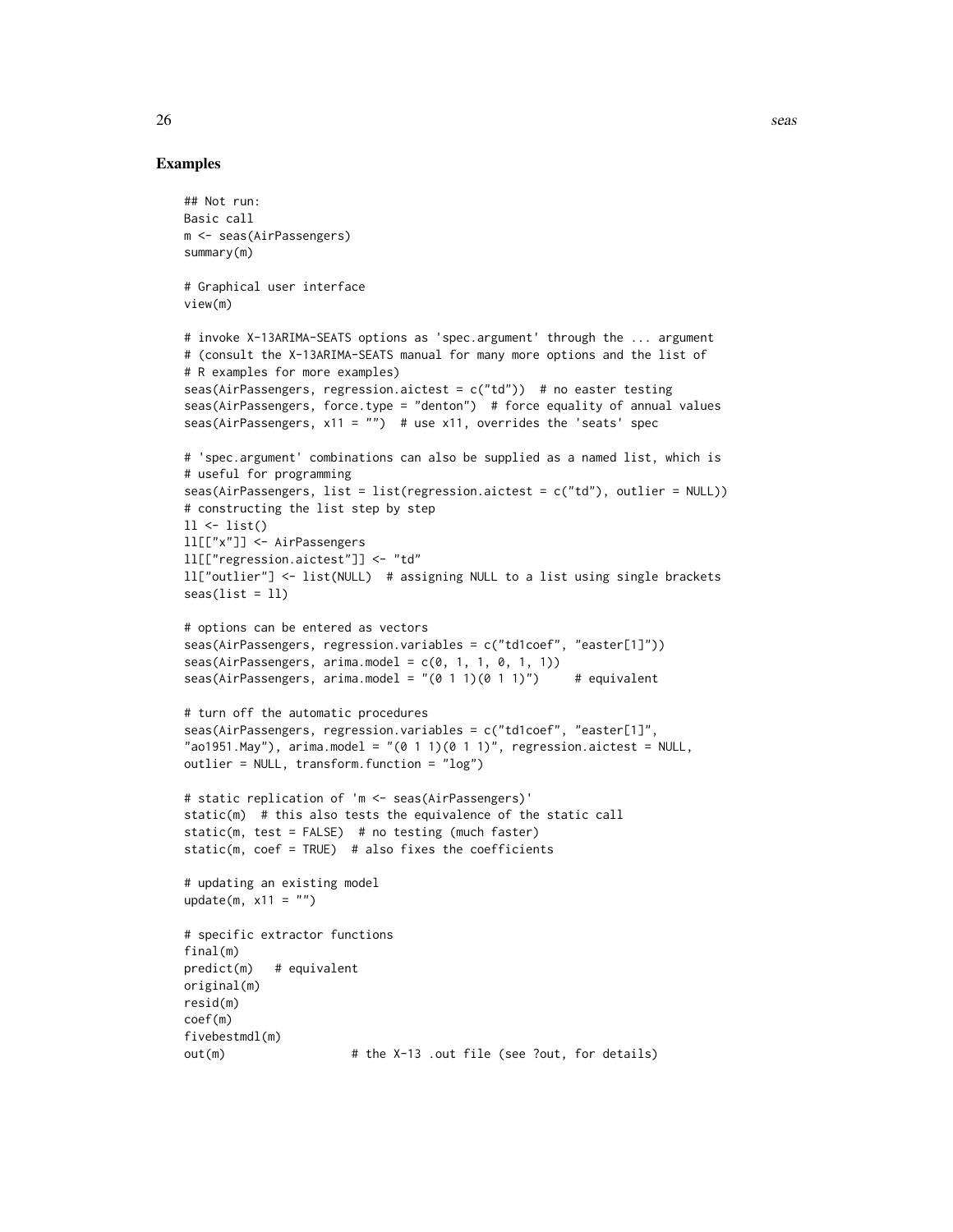### Examples

```
## Not run:
Basic call
m <- seas(AirPassengers)
summary(m)

# Graphical user interface
view(m)

# invoke X-13ARIMA-SEATS options as 'spec.argument' through the ... argument
# (consult the X-13ARIMA-SEATS manual for many more options and the list of
# R examples for more examples)
seas(AirPassengers, regression.aictest = c("td"))  # no easter testing
seas(AirPassengers, force.type = "denton")  # force equality of annual values
seas(AirPassengers, x11 = "")  # use x11, overrides the 'seats' spec

# 'spec.argument' combinations can also be supplied as a named list, which is
# useful for programming
seas(AirPassengers, list = list(regression.aictest = c("td"), outlier = NULL))
# constructing the list step by step
ll <- list()
ll[["x"]] <- AirPassengers
ll[["regression.aictest"]] <- "td"
ll["outlier"] <- list(NULL)  # assigning NULL to a list using single brackets
seas(list = ll)

# options can be entered as vectors
seas(AirPassengers, regression.variables = c("td1coef", "easter[1]"))
seas(AirPassengers, arima.model = c(0, 1, 1, 0, 1, 1))
seas(AirPassengers, arima.model = "(0 1 1)(0 1 1)")     # equivalent

# turn off the automatic procedures
seas(AirPassengers, regression.variables = c("td1coef", "easter[1]",
"ao1951.May"), arima.model = "(0 1 1)(0 1 1)", regression.aictest = NULL,
outlier = NULL, transform.function = "log")

# static replication of 'm <- seas(AirPassengers)'
static(m)  # this also tests the equivalence of the static call
static(m, test = FALSE)  # no testing (much faster)
static(m, coef = TRUE)  # also fixes the coefficients

# updating an existing model
update(m, x11 = "")

# specific extractor functions
final(m)
predict(m)   # equivalent
original(m)
resid(m)
coef(m)
fivebestmdl(m)
out(m)                  # the X-13 .out file (see ?out, for details)
```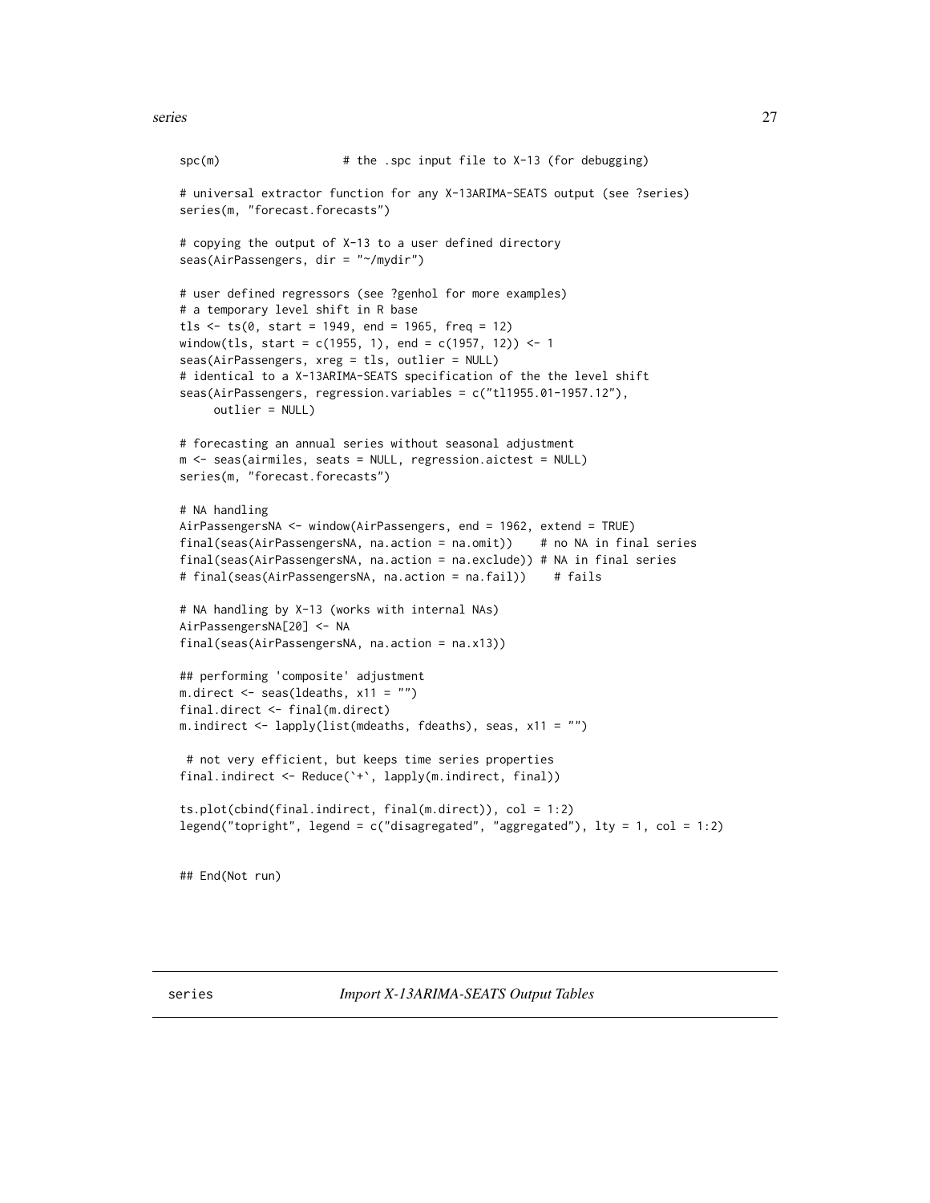```
spc(m)                  # the .spc input file to X-13 (for debugging)

# universal extractor function for any X-13ARIMA-SEATS output (see ?series)
series(m, "forecast.forecasts")

# copying the output of X-13 to a user defined directory
seas(AirPassengers, dir = "~/mydir")

# user defined regressors (see ?genhol for more examples)
# a temporary level shift in R base
tls <- ts(0, start = 1949, end = 1965, freq = 12)
window(tls, start = c(1955, 1), end = c(1957, 12)) <- 1
seas(AirPassengers, xreg = tls, outlier = NULL)
# identical to a X-13ARIMA-SEATS specification of the the level shift
seas(AirPassengers, regression.variables = c("tl1955.01-1957.12"),
     outlier = NULL)

# forecasting an annual series without seasonal adjustment
m <- seas(airmiles, seats = NULL, regression.aictest = NULL)
series(m, "forecast.forecasts")

# NA handling
AirPassengersNA <- window(AirPassengers, end = 1962, extend = TRUE)
final(seas(AirPassengersNA, na.action = na.omit))    # no NA in final series
final(seas(AirPassengersNA, na.action = na.exclude)) # NA in final series
# final(seas(AirPassengersNA, na.action = na.fail))    # fails

# NA handling by X-13 (works with internal NAs)
AirPassengersNA[20] <- NA
final(seas(AirPassengersNA, na.action = na.x13))

## performing 'composite' adjustment
m.direct <- seas(ldeaths, x11 = "")
final.direct <- final(m.direct)
m.indirect <- lapply(list(mdeaths, fdeaths), seas, x11 = "")

 # not very efficient, but keeps time series properties
final.indirect <- Reduce(`+`, lapply(m.indirect, final))

ts.plot(cbind(final.indirect, final(m.direct)), col = 1:2)
legend("topright", legend = c("disagregated", "aggregated"), lty = 1, col = 1:2)


## End(Not run)
```

---

## series — *Import X-13ARIMA-SEATS Output Tables*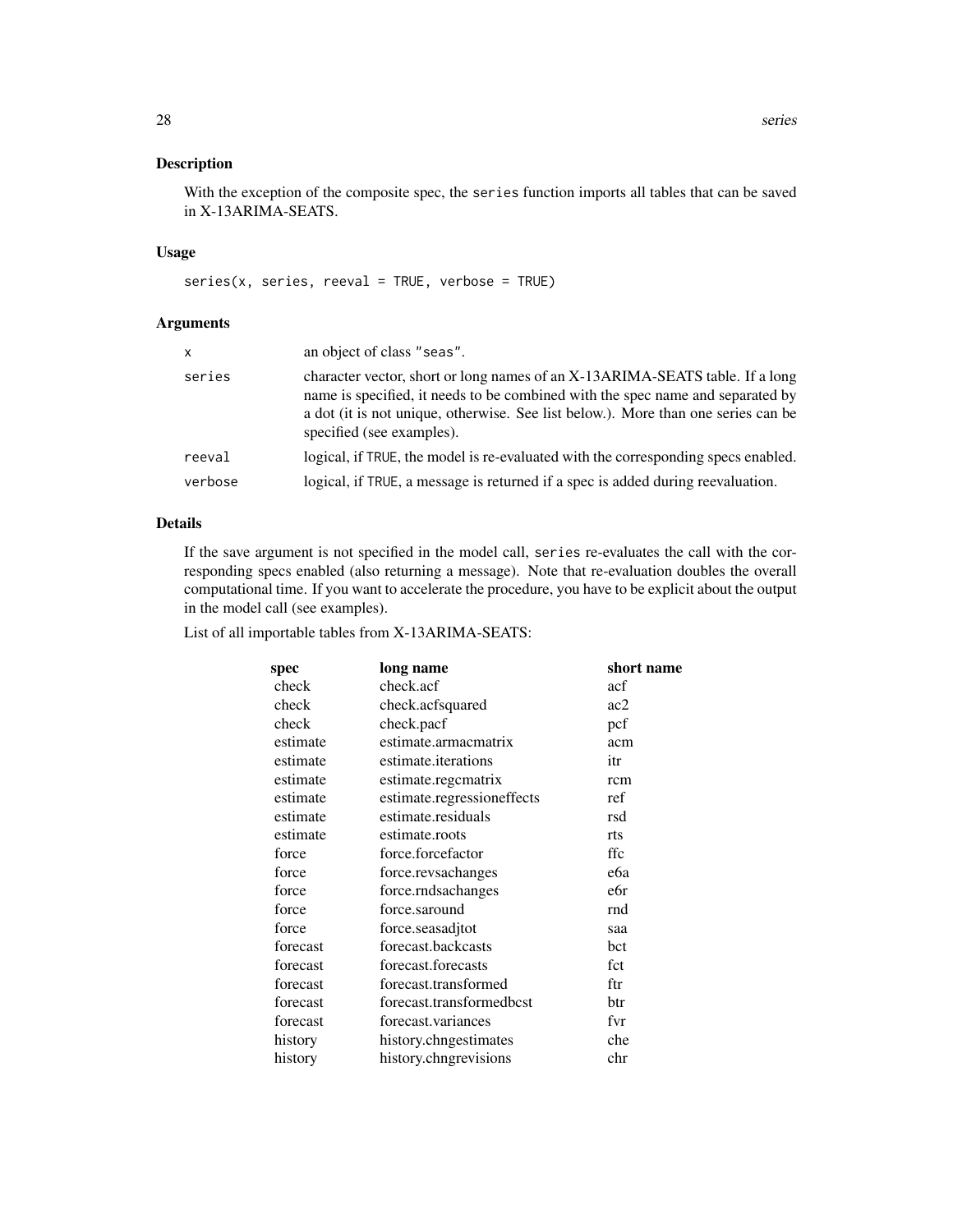### Description

With the exception of the composite spec, the `series` function imports all tables that can be saved in X-13ARIMA-SEATS.

### Usage

```
series(x, series, reeval = TRUE, verbose = TRUE)
```

### Arguments

| | |
|---|---|
| `x` | an object of class `"seas"`. |
| `series` | character vector, short or long names of an X-13ARIMA-SEATS table. If a long name is specified, it needs to be combined with the spec name and separated by a dot (it is not unique, otherwise. See list below.). More than one series can be specified (see examples). |
| `reeval` | logical, if `TRUE`, the model is re-evaluated with the corresponding specs enabled. |
| `verbose` | logical, if `TRUE`, a message is returned if a spec is added during reevaluation. |

### Details

If the save argument is not specified in the model call, `series` re-evaluates the call with the corresponding specs enabled (also returning a message). Note that re-evaluation doubles the overall computational time. If you want to accelerate the procedure, you have to be explicit about the output in the model call (see examples).

List of all importable tables from X-13ARIMA-SEATS:

| spec | long name | short name |
|---|---|---|
| check | check.acf | acf |
| check | check.acfsquared | ac2 |
| check | check.pacf | pcf |
| estimate | estimate.armacmatrix | acm |
| estimate | estimate.iterations | itr |
| estimate | estimate.regcmatrix | rcm |
| estimate | estimate.regressioneffects | ref |
| estimate | estimate.residuals | rsd |
| estimate | estimate.roots | rts |
| force | force.forcefactor | ffc |
| force | force.revsachanges | e6a |
| force | force.rndsachanges | e6r |
| force | force.saround | rnd |
| force | force.seasadjtot | saa |
| forecast | forecast.backcasts | bct |
| forecast | forecast.forecasts | fct |
| forecast | forecast.transformed | ftr |
| forecast | forecast.transformedbcst | btr |
| forecast | forecast.variances | fvr |
| history | history.chngestimates | che |
| history | history.chngrevisions | chr |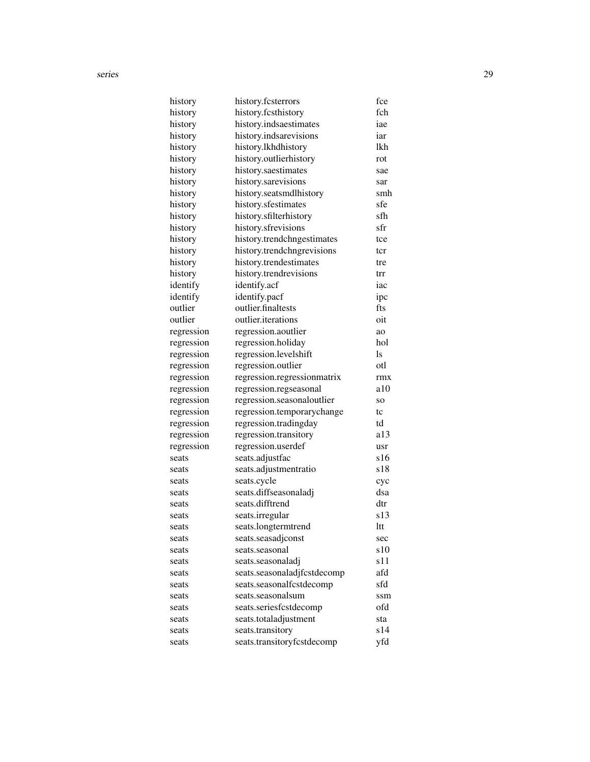| | | |
|---|---|---|
| history | history.fcsterrors | fce |
| history | history.fcsthistory | fch |
| history | history.indsaestimates | iae |
| history | history.indsarevisions | iar |
| history | history.lkhdhistory | lkh |
| history | history.outlierhistory | rot |
| history | history.saestimates | sae |
| history | history.sarevisions | sar |
| history | history.seatsmdlhistory | smh |
| history | history.sfestimates | sfe |
| history | history.sfilterhistory | sfh |
| history | history.sfrevisions | sfr |
| history | history.trendchngestimates | tce |
| history | history.trendchngrevisions | tcr |
| history | history.trendestimates | tre |
| history | history.trendrevisions | trr |
| identify | identify.acf | iac |
| identify | identify.pacf | ipc |
| outlier | outlier.finaltests | fts |
| outlier | outlier.iterations | oit |
| regression | regression.aoutlier | ao |
| regression | regression.holiday | hol |
| regression | regression.levelshift | ls |
| regression | regression.outlier | otl |
| regression | regression.regressionmatrix | rmx |
| regression | regression.regseasonal | a10 |
| regression | regression.seasonaloutlier | so |
| regression | regression.temporarychange | tc |
| regression | regression.tradingday | td |
| regression | regression.transitory | a13 |
| regression | regression.userdef | usr |
| seats | seats.adjustfac | s16 |
| seats | seats.adjustmentratio | s18 |
| seats | seats.cycle | cyc |
| seats | seats.diffseasonaladj | dsa |
| seats | seats.difftrend | dtr |
| seats | seats.irregular | s13 |
| seats | seats.longtermtrend | ltt |
| seats | seats.seasadjconst | sec |
| seats | seats.seasonal | s10 |
| seats | seats.seasonaladj | s11 |
| seats | seats.seasonaladjfcstdecomp | afd |
| seats | seats.seasonalfcstdecomp | sfd |
| seats | seats.seasonalsum | ssm |
| seats | seats.seriesfcstdecomp | ofd |
| seats | seats.totaladjustment | sta |
| seats | seats.transitory | s14 |
| seats | seats.transitoryfcstdecomp | yfd |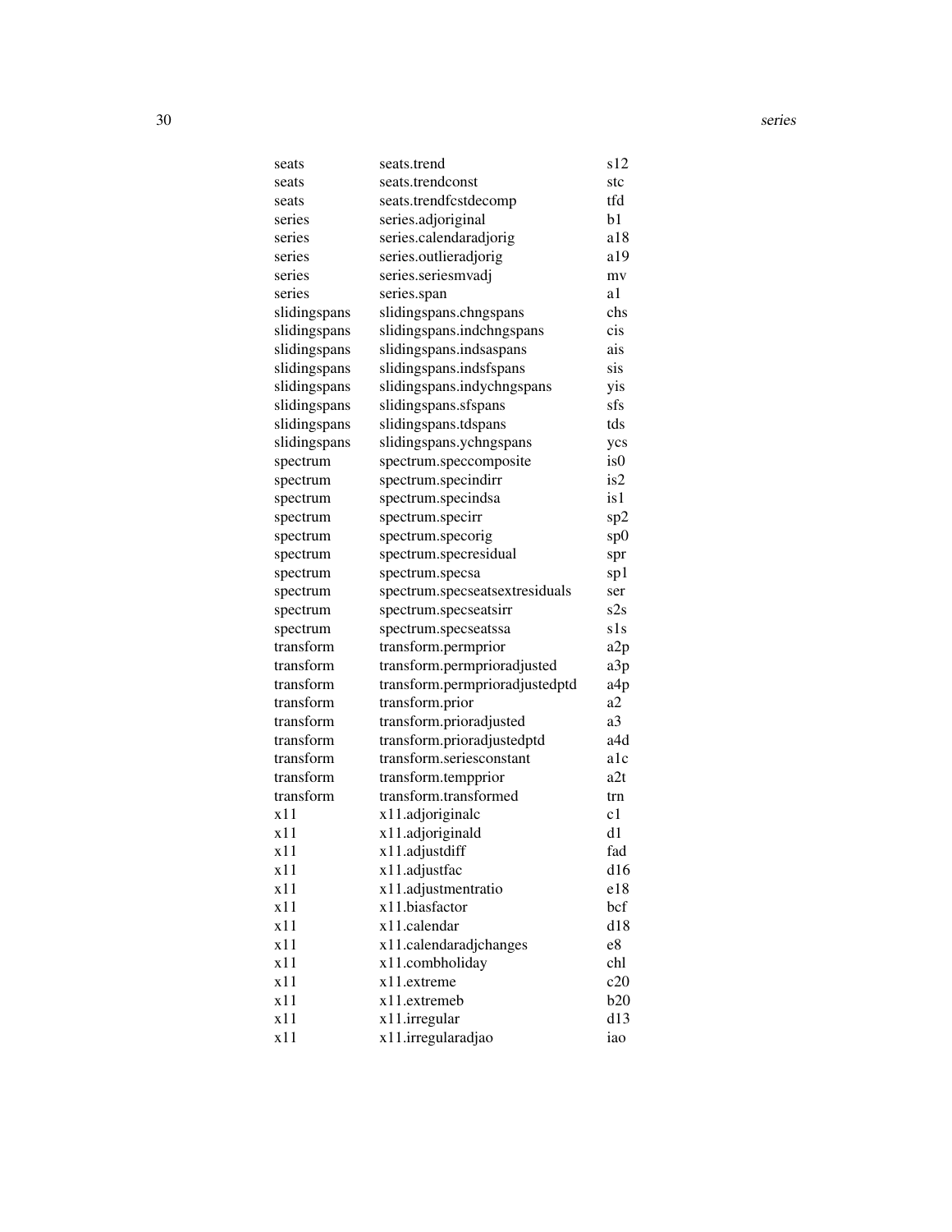| | | |
|---|---|---|
| seats | seats.trend | s12 |
| seats | seats.trendconst | stc |
| seats | seats.trendfcstdecomp | tfd |
| series | series.adjoriginal | b1 |
| series | series.calendaradjorig | a18 |
| series | series.outlieradjorig | a19 |
| series | series.seriesmvadj | mv |
| series | series.span | a1 |
| slidingspans | slidingspans.chngspans | chs |
| slidingspans | slidingspans.indchngspans | cis |
| slidingspans | slidingspans.indsaspans | ais |
| slidingspans | slidingspans.indsfspans | sis |
| slidingspans | slidingspans.indychngspans | yis |
| slidingspans | slidingspans.sfspans | sfs |
| slidingspans | slidingspans.tdspans | tds |
| slidingspans | slidingspans.ychngspans | ycs |
| spectrum | spectrum.speccomposite | is0 |
| spectrum | spectrum.specindirr | is2 |
| spectrum | spectrum.specindsa | is1 |
| spectrum | spectrum.specirr | sp2 |
| spectrum | spectrum.specorig | sp0 |
| spectrum | spectrum.specresidual | spr |
| spectrum | spectrum.specsa | sp1 |
| spectrum | spectrum.specseatsextresiduals | ser |
| spectrum | spectrum.specseatsirr | s2s |
| spectrum | spectrum.specseatssa | s1s |
| transform | transform.permprior | a2p |
| transform | transform.permprioradjusted | a3p |
| transform | transform.permprioradjustedptd | a4p |
| transform | transform.prior | a2 |
| transform | transform.prioradjusted | a3 |
| transform | transform.prioradjustedptd | a4d |
| transform | transform.seriesconstant | a1c |
| transform | transform.tempprior | a2t |
| transform | transform.transformed | trn |
| x11 | x11.adjoriginalc | c1 |
| x11 | x11.adjoriginald | d1 |
| x11 | x11.adjustdiff | fad |
| x11 | x11.adjustfac | d16 |
| x11 | x11.adjustmentratio | e18 |
| x11 | x11.biasfactor | bcf |
| x11 | x11.calendar | d18 |
| x11 | x11.calendaradjchanges | e8 |
| x11 | x11.combholiday | chl |
| x11 | x11.extreme | c20 |
| x11 | x11.extremeb | b20 |
| x11 | x11.irregular | d13 |
| x11 | x11.irregularadjao | iao |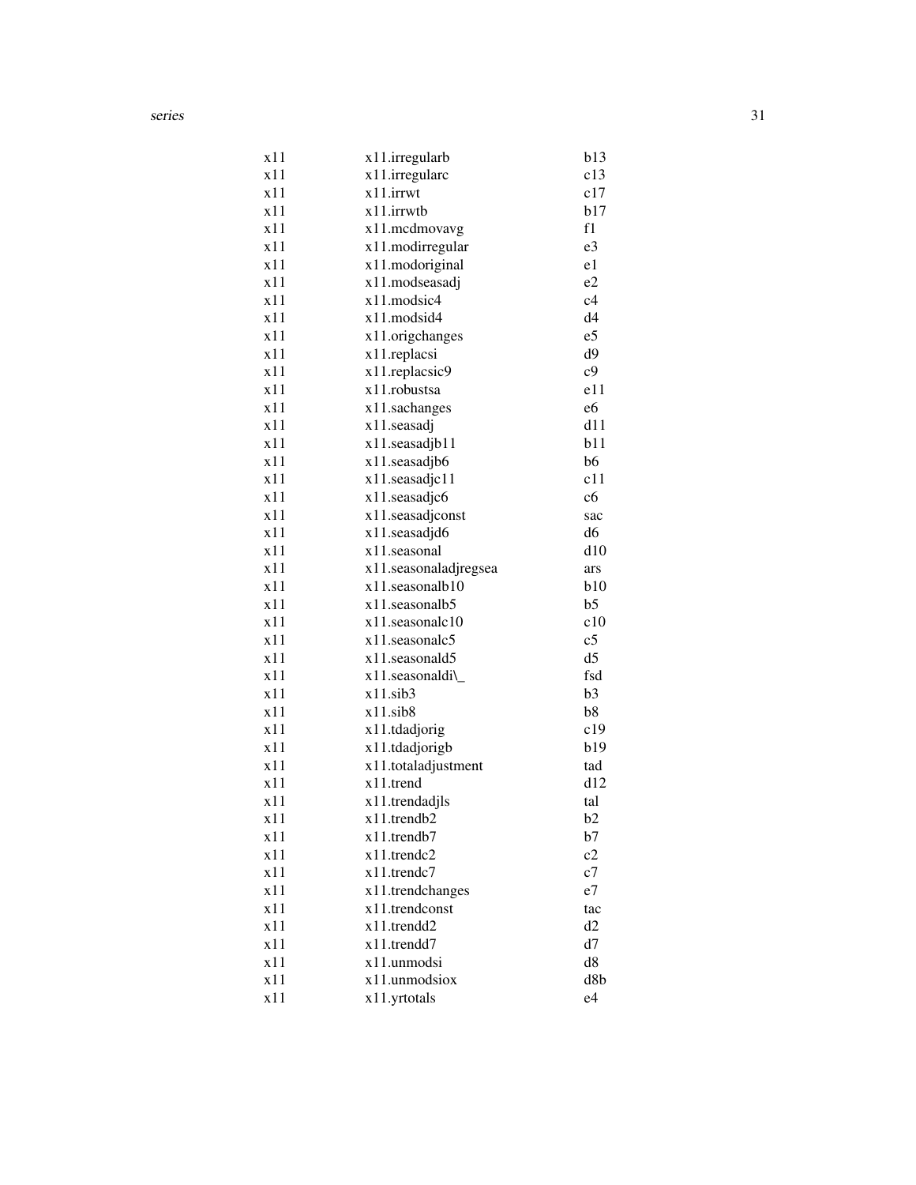| | | |
|---|---|---|
| x11 | x11.irregularb | b13 |
| x11 | x11.irregularc | c13 |
| x11 | x11.irrwt | c17 |
| x11 | x11.irrwtb | b17 |
| x11 | x11.mcdmovavg | f1 |
| x11 | x11.modirregular | e3 |
| x11 | x11.modoriginal | e1 |
| x11 | x11.modseasadj | e2 |
| x11 | x11.modsic4 | c4 |
| x11 | x11.modsid4 | d4 |
| x11 | x11.origchanges | e5 |
| x11 | x11.replacsi | d9 |
| x11 | x11.replacsic9 | c9 |
| x11 | x11.robustsa | e11 |
| x11 | x11.sachanges | e6 |
| x11 | x11.seasadj | d11 |
| x11 | x11.seasadjb11 | b11 |
| x11 | x11.seasadjb6 | b6 |
| x11 | x11.seasadjc11 | c11 |
| x11 | x11.seasadjc6 | c6 |
| x11 | x11.seasadjconst | sac |
| x11 | x11.seasadjd6 | d6 |
| x11 | x11.seasonal | d10 |
| x11 | x11.seasonaladjregsea | ars |
| x11 | x11.seasonalb10 | b10 |
| x11 | x11.seasonalb5 | b5 |
| x11 | x11.seasonalc10 | c10 |
| x11 | x11.seasonalc5 | c5 |
| x11 | x11.seasonald5 | d5 |
| x11 | x11.seasonaldi\_ | fsd |
| x11 | x11.sib3 | b3 |
| x11 | x11.sib8 | b8 |
| x11 | x11.tdadjorig | c19 |
| x11 | x11.tdadjorigb | b19 |
| x11 | x11.totaladjustment | tad |
| x11 | x11.trend | d12 |
| x11 | x11.trendadjls | tal |
| x11 | x11.trendb2 | b2 |
| x11 | x11.trendb7 | b7 |
| x11 | x11.trendc2 | c2 |
| x11 | x11.trendc7 | c7 |
| x11 | x11.trendchanges | e7 |
| x11 | x11.trendconst | tac |
| x11 | x11.trendd2 | d2 |
| x11 | x11.trendd7 | d7 |
| x11 | x11.unmodsi | d8 |
| x11 | x11.unmodsiox | d8b |
| x11 | x11.yrtotals | e4 |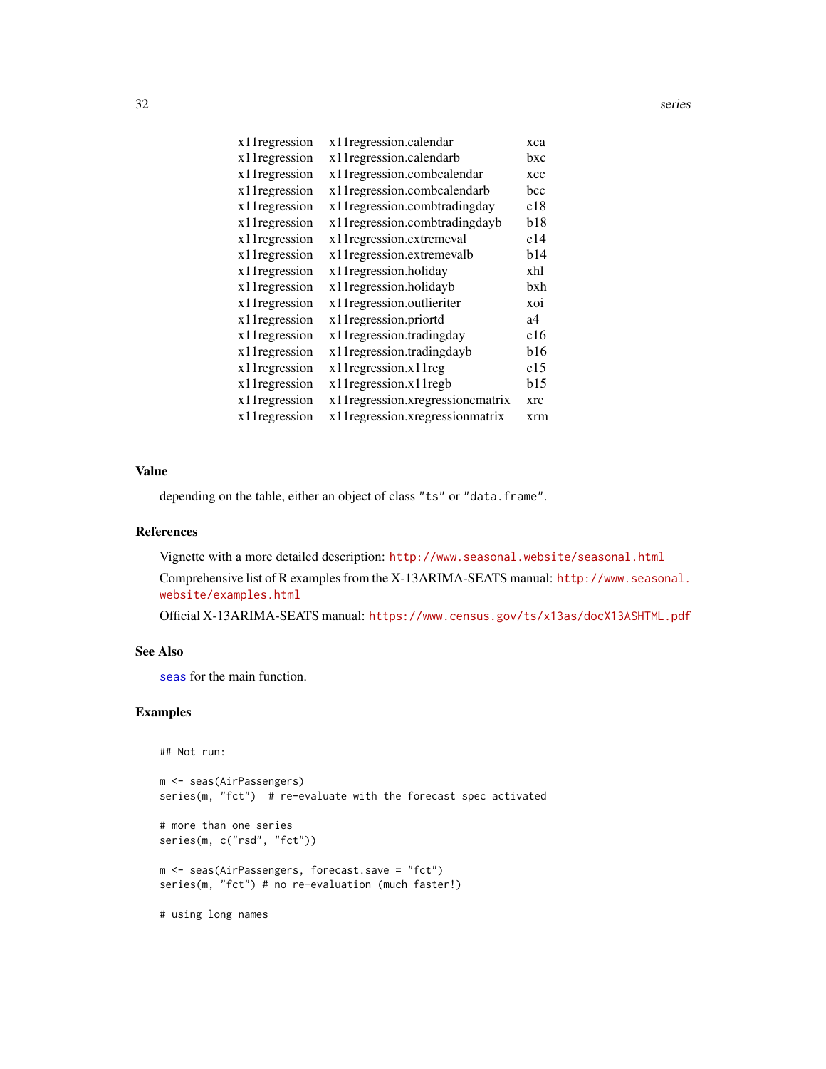| | | |
|---|---|---|
| x11regression | x11regression.calendar | xca |
| x11regression | x11regression.calendarb | bxc |
| x11regression | x11regression.combcalendar | xcc |
| x11regression | x11regression.combcalendarb | bcc |
| x11regression | x11regression.combtradingday | c18 |
| x11regression | x11regression.combtradingdayb | b18 |
| x11regression | x11regression.extremeval | c14 |
| x11regression | x11regression.extremevalb | b14 |
| x11regression | x11regression.holiday | xhl |
| x11regression | x11regression.holidayb | bxh |
| x11regression | x11regression.outlieriter | xoi |
| x11regression | x11regression.priortd | a4 |
| x11regression | x11regression.tradingday | c16 |
| x11regression | x11regression.tradingdayb | b16 |
| x11regression | x11regression.x11reg | c15 |
| x11regression | x11regression.x11regb | b15 |
| x11regression | x11regression.xregressioncmatrix | xrc |
| x11regression | x11regression.xregressionmatrix | xrm |

## Value

depending on the table, either an object of class "ts" or "data.frame".

## References

Vignette with a more detailed description: http://www.seasonal.website/seasonal.html

Comprehensive list of R examples from the X-13ARIMA-SEATS manual: http://www.seasonal.website/examples.html

Official X-13ARIMA-SEATS manual: https://www.census.gov/ts/x13as/docX13ASHTML.pdf

## See Also

seas for the main function.

## Examples

```
## Not run:

m <- seas(AirPassengers)
series(m, "fct")  # re-evaluate with the forecast spec activated

# more than one series
series(m, c("rsd", "fct"))

m <- seas(AirPassengers, forecast.save = "fct")
series(m, "fct") # no re-evaluation (much faster!)

# using long names
```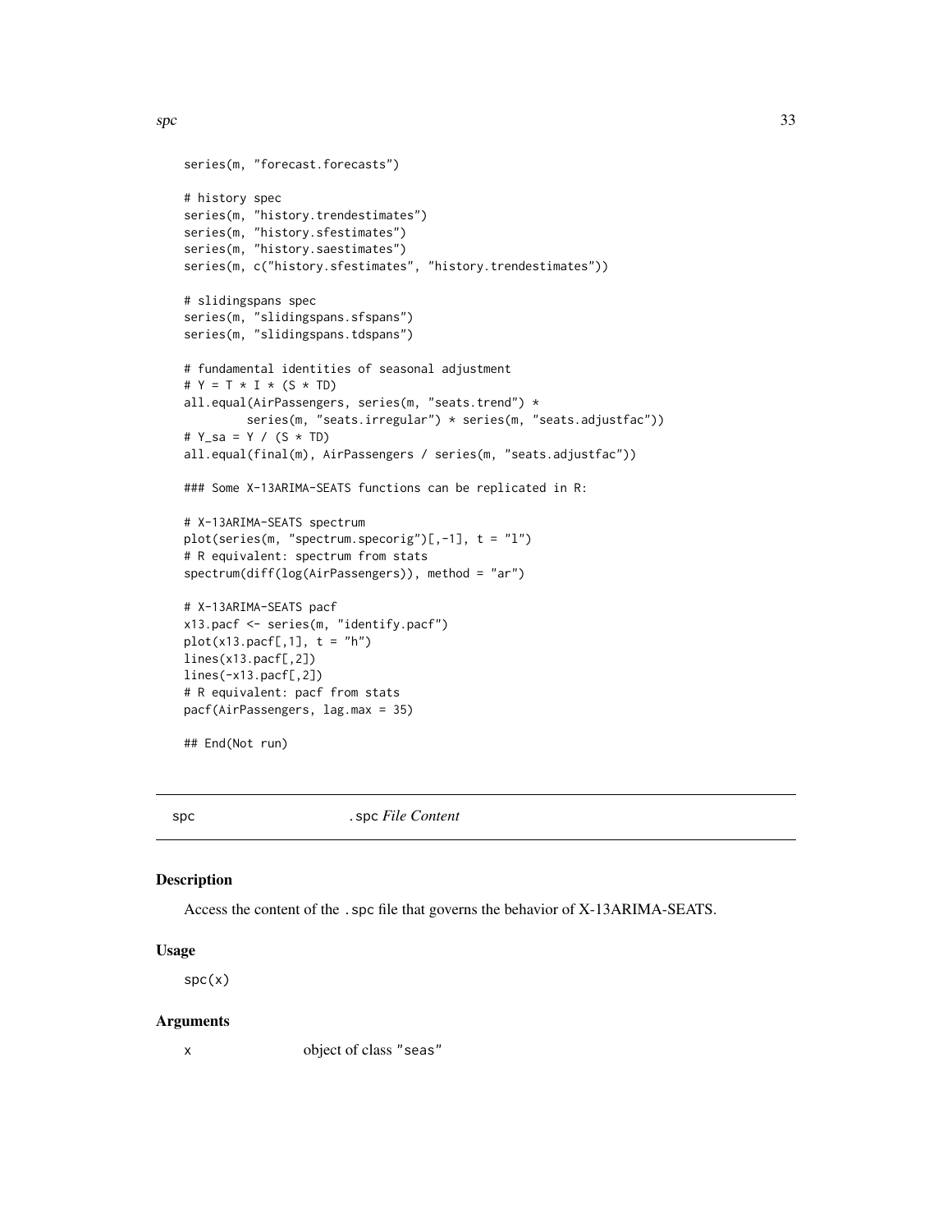```r
series(m, "forecast.forecasts")

# history spec
series(m, "history.trendestimates")
series(m, "history.sfestimates")
series(m, "history.saestimates")
series(m, c("history.sfestimates", "history.trendestimates"))

# slidingspans spec
series(m, "slidingspans.sfspans")
series(m, "slidingspans.tdspans")

# fundamental identities of seasonal adjustment
# Y = T * I * (S * TD)
all.equal(AirPassengers, series(m, "seats.trend") *
         series(m, "seats.irregular") * series(m, "seats.adjustfac"))
# Y_sa = Y / (S * TD)
all.equal(final(m), AirPassengers / series(m, "seats.adjustfac"))

### Some X-13ARIMA-SEATS functions can be replicated in R:

# X-13ARIMA-SEATS spectrum
plot(series(m, "spectrum.specorig")[,-1], t = "l")
# R equivalent: spectrum from stats
spectrum(diff(log(AirPassengers)), method = "ar")

# X-13ARIMA-SEATS pacf
x13.pacf <- series(m, "identify.pacf")
plot(x13.pacf[,1], t = "h")
lines(x13.pacf[,2])
lines(-x13.pacf[,2])
# R equivalent: pacf from stats
pacf(AirPassengers, lag.max = 35)

## End(Not run)
```

---

## spc — .spc *File Content*

### Description

Access the content of the .spc file that governs the behavior of X-13ARIMA-SEATS.

### Usage

```r
spc(x)
```

### Arguments

| | |
|---|---|
| x | object of class "seas" |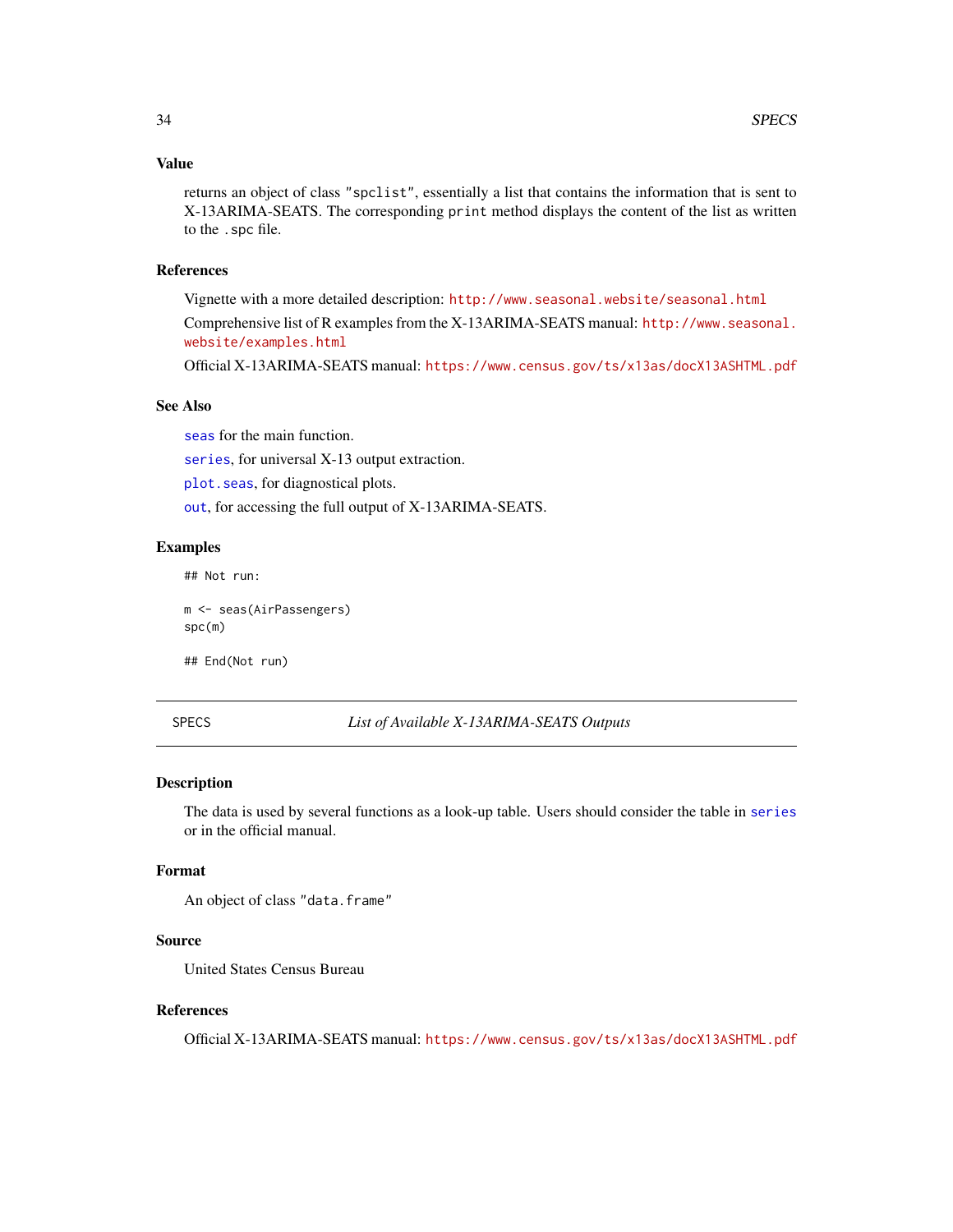## Value

returns an object of class "spclist", essentially a list that contains the information that is sent to X-13ARIMA-SEATS. The corresponding print method displays the content of the list as written to the .spc file.

## References

Vignette with a more detailed description: http://www.seasonal.website/seasonal.html

Comprehensive list of R examples from the X-13ARIMA-SEATS manual: http://www.seasonal.website/examples.html

Official X-13ARIMA-SEATS manual: https://www.census.gov/ts/x13as/docX13ASHTML.pdf

## See Also

seas for the main function.

series, for universal X-13 output extraction.

plot.seas, for diagnostical plots.

out, for accessing the full output of X-13ARIMA-SEATS.

## Examples

```
## Not run:

m <- seas(AirPassengers)
spc(m)

## End(Not run)
```

---

# SPECS — *List of Available X-13ARIMA-SEATS Outputs*

## Description

The data is used by several functions as a look-up table. Users should consider the table in series or in the official manual.

## Format

An object of class "data.frame"

## Source

United States Census Bureau

## References

Official X-13ARIMA-SEATS manual: https://www.census.gov/ts/x13as/docX13ASHTML.pdf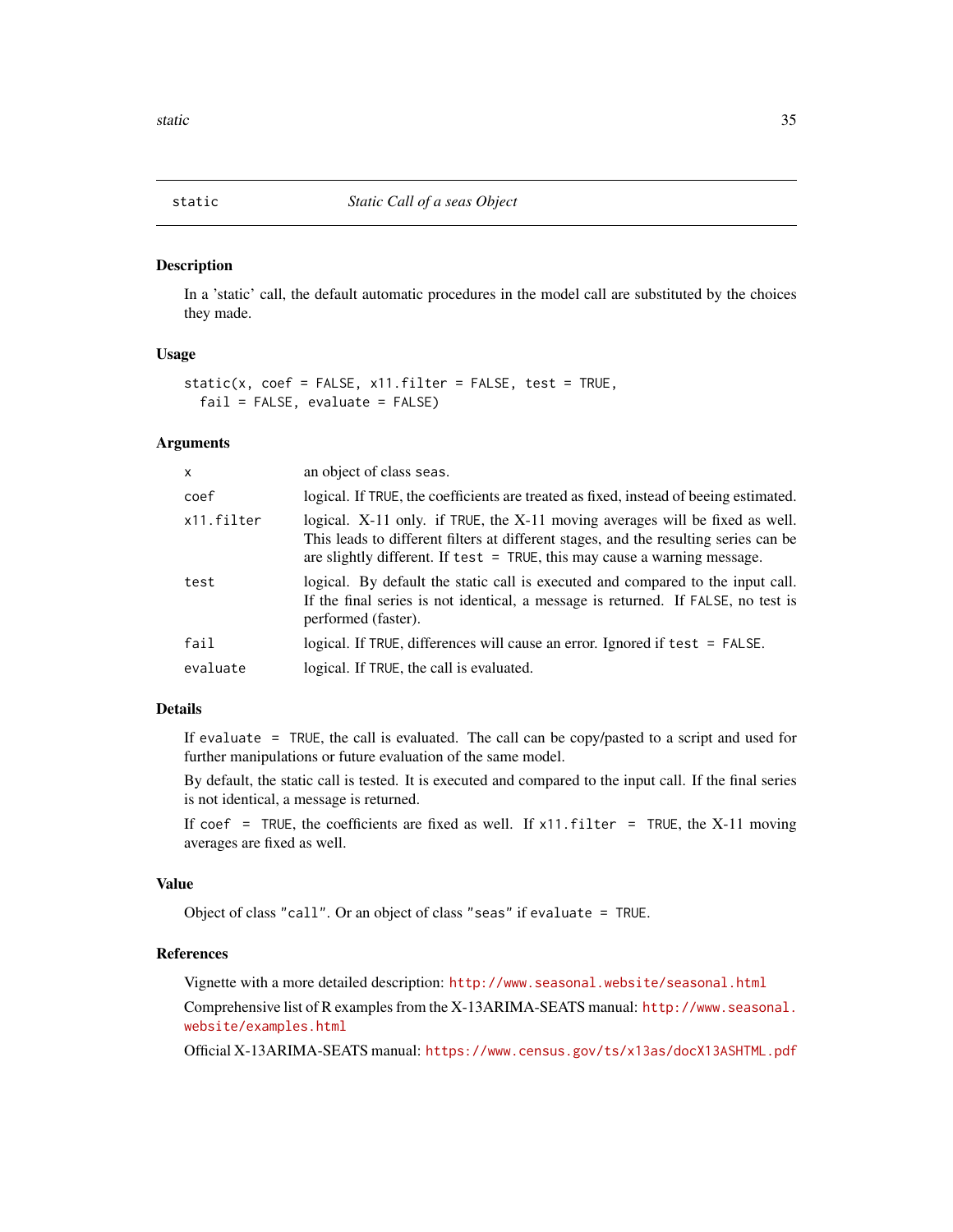# static — *Static Call of a seas Object*

## Description

In a 'static' call, the default automatic procedures in the model call are substituted by the choices they made.

## Usage

```
static(x, coef = FALSE, x11.filter = FALSE, test = TRUE,
  fail = FALSE, evaluate = FALSE)
```

## Arguments

| | |
|---|---|
| `x` | an object of class `seas`. |
| `coef` | logical. If `TRUE`, the coefficients are treated as fixed, instead of beeing estimated. |
| `x11.filter` | logical. X-11 only. if `TRUE`, the X-11 moving averages will be fixed as well. This leads to different filters at different stages, and the resulting series can be are slightly different. If `test = TRUE`, this may cause a warning message. |
| `test` | logical. By default the static call is executed and compared to the input call. If the final series is not identical, a message is returned. If `FALSE`, no test is performed (faster). |
| `fail` | logical. If `TRUE`, differences will cause an error. Ignored if `test = FALSE`. |
| `evaluate` | logical. If `TRUE`, the call is evaluated. |

## Details

If `evaluate = TRUE`, the call is evaluated. The call can be copy/pasted to a script and used for further manipulations or future evaluation of the same model.

By default, the static call is tested. It is executed and compared to the input call. If the final series is not identical, a message is returned.

If `coef = TRUE`, the coefficients are fixed as well. If `x11.filter = TRUE`, the X-11 moving averages are fixed as well.

## Value

Object of class `"call"`. Or an object of class `"seas"` if `evaluate = TRUE`.

## References

Vignette with a more detailed description: http://www.seasonal.website/seasonal.html

Comprehensive list of R examples from the X-13ARIMA-SEATS manual: http://www.seasonal.website/examples.html

Official X-13ARIMA-SEATS manual: https://www.census.gov/ts/x13as/docX13ASHTML.pdf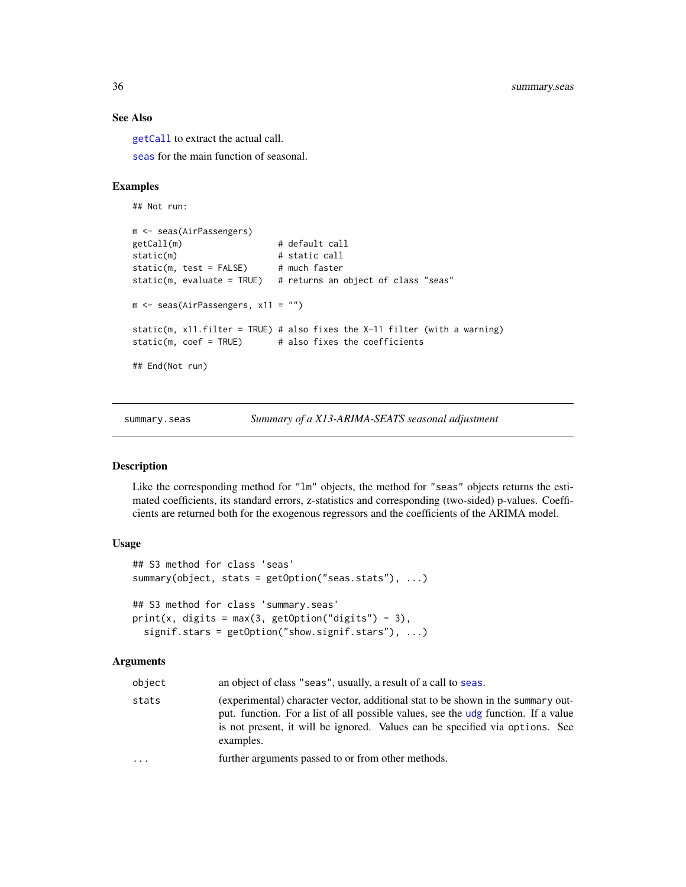### See Also

getCall to extract the actual call.

seas for the main function of seasonal.

### Examples

```
## Not run:

m <- seas(AirPassengers)
getCall(m)                 # default call
static(m)                  # static call
static(m, test = FALSE)    # much faster
static(m, evaluate = TRUE)  # returns an object of class "seas"

m <- seas(AirPassengers, x11 = "")

static(m, x11.filter = TRUE) # also fixes the X-11 filter (with a warning)
static(m, coef = TRUE)      # also fixes the coefficients

## End(Not run)
```

---

## summary.seas — *Summary of a X13-ARIMA-SEATS seasonal adjustment*

### Description

Like the corresponding method for "lm" objects, the method for "seas" objects returns the estimated coefficients, its standard errors, z-statistics and corresponding (two-sided) p-values. Coefficients are returned both for the exogenous regressors and the coefficients of the ARIMA model.

### Usage

```
## S3 method for class 'seas'
summary(object, stats = getOption("seas.stats"), ...)

## S3 method for class 'summary.seas'
print(x, digits = max(3, getOption("digits") - 3),
  signif.stars = getOption("show.signif.stars"), ...)
```

### Arguments

| | |
|---|---|
| object | an object of class "seas", usually, a result of a call to seas. |
| stats | (experimental) character vector, additional stat to be shown in the summary output. function. For a list of all possible values, see the udg function. If a value is not present, it will be ignored. Values can be specified via options. See examples. |
| ... | further arguments passed to or from other methods. |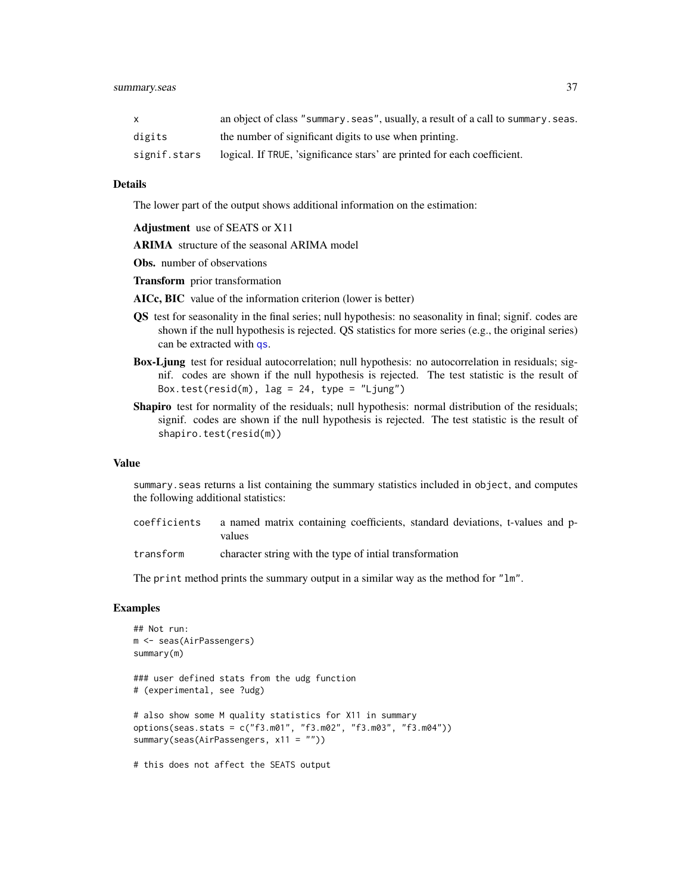| | |
|---|---|
| `x` | an object of class "summary.seas", usually, a result of a call to `summary.seas`. |
| `digits` | the number of significant digits to use when printing. |
| `signif.stars` | logical. If `TRUE`, 'significance stars' are printed for each coefficient. |

## Details

The lower part of the output shows additional information on the estimation:

**Adjustment** use of SEATS or X11

**ARIMA** structure of the seasonal ARIMA model

**Obs.** number of observations

**Transform** prior transformation

**AICc, BIC** value of the information criterion (lower is better)

**QS** test for seasonality in the final series; null hypothesis: no seasonality in final; signif. codes are shown if the null hypothesis is rejected. QS statistics for more series (e.g., the original series) can be extracted with `qs`.

**Box-Ljung** test for residual autocorrelation; null hypothesis: no autocorrelation in residuals; signif. codes are shown if the null hypothesis is rejected. The test statistic is the result of `Box.test(resid(m), lag = 24, type = "Ljung")`

**Shapiro** test for normality of the residuals; null hypothesis: normal distribution of the residuals; signif. codes are shown if the null hypothesis is rejected. The test statistic is the result of `shapiro.test(resid(m))`

## Value

`summary.seas` returns a list containing the summary statistics included in `object`, and computes the following additional statistics:

| | |
|---|---|
| `coefficients` | a named matrix containing coefficients, standard deviations, t-values and p-values |
| `transform` | character string with the type of intial transformation |

The `print` method prints the summary output in a similar way as the method for `"lm"`.

## Examples

```
## Not run:
m <- seas(AirPassengers)
summary(m)

### user defined stats from the udg function
# (experimental, see ?udg)

# also show some M quality statistics for X11 in summary
options(seas.stats = c("f3.m01", "f3.m02", "f3.m03", "f3.m04"))
summary(seas(AirPassengers, x11 = ""))

# this does not affect the SEATS output
```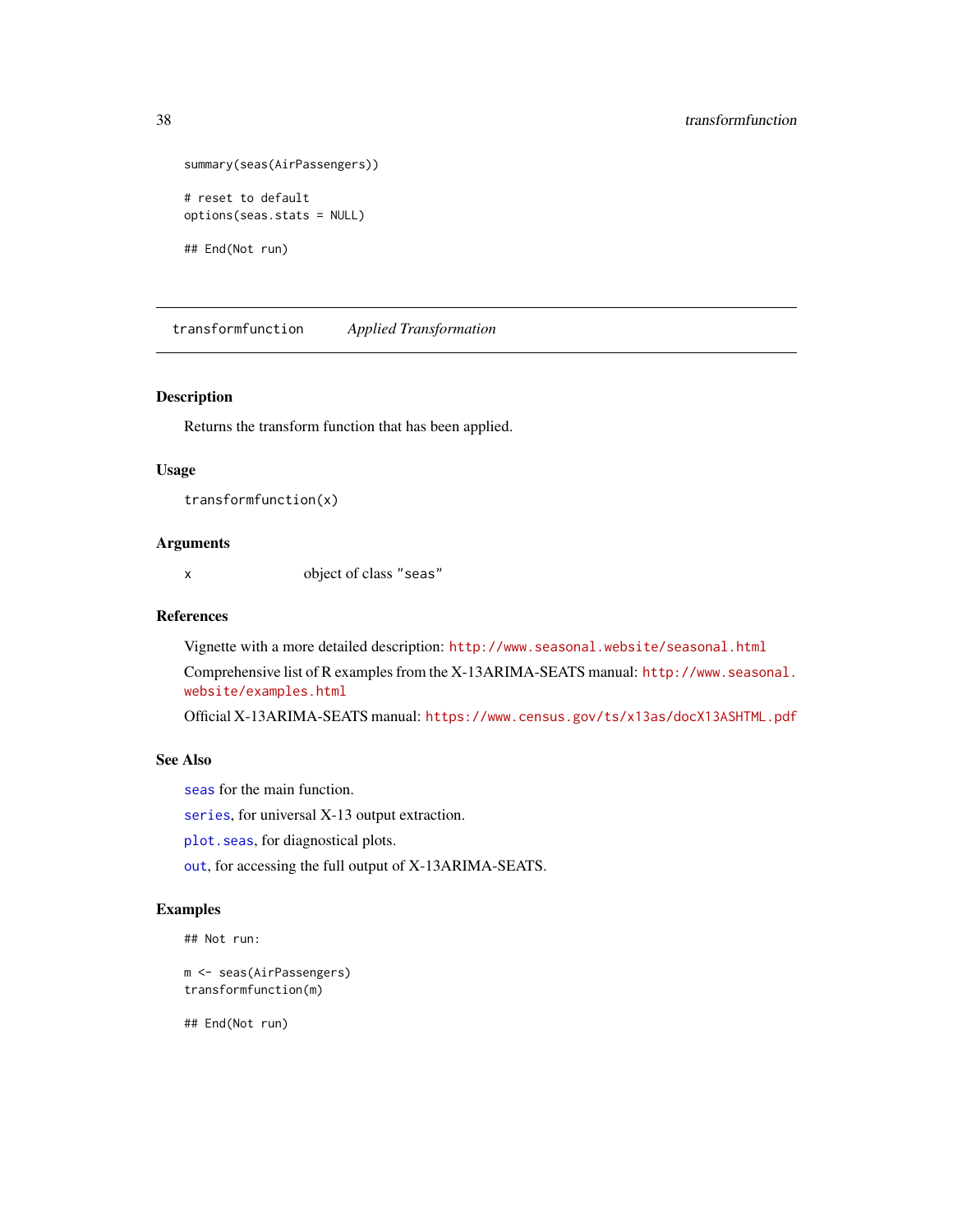```
summary(seas(AirPassengers))

# reset to default
options(seas.stats = NULL)

## End(Not run)
```

---

## transformfunction &nbsp;&nbsp;&nbsp; *Applied Transformation*

---

### Description

Returns the transform function that has been applied.

### Usage

```
transformfunction(x)
```

### Arguments

| | |
|---|---|
| x | object of class "seas" |

### References

Vignette with a more detailed description: http://www.seasonal.website/seasonal.html

Comprehensive list of R examples from the X-13ARIMA-SEATS manual: http://www.seasonal.website/examples.html

Official X-13ARIMA-SEATS manual: https://www.census.gov/ts/x13as/docX13ASHTML.pdf

### See Also

seas for the main function.

series, for universal X-13 output extraction.

plot.seas, for diagnostical plots.

out, for accessing the full output of X-13ARIMA-SEATS.

### Examples

```
## Not run:

m <- seas(AirPassengers)
transformfunction(m)

## End(Not run)
```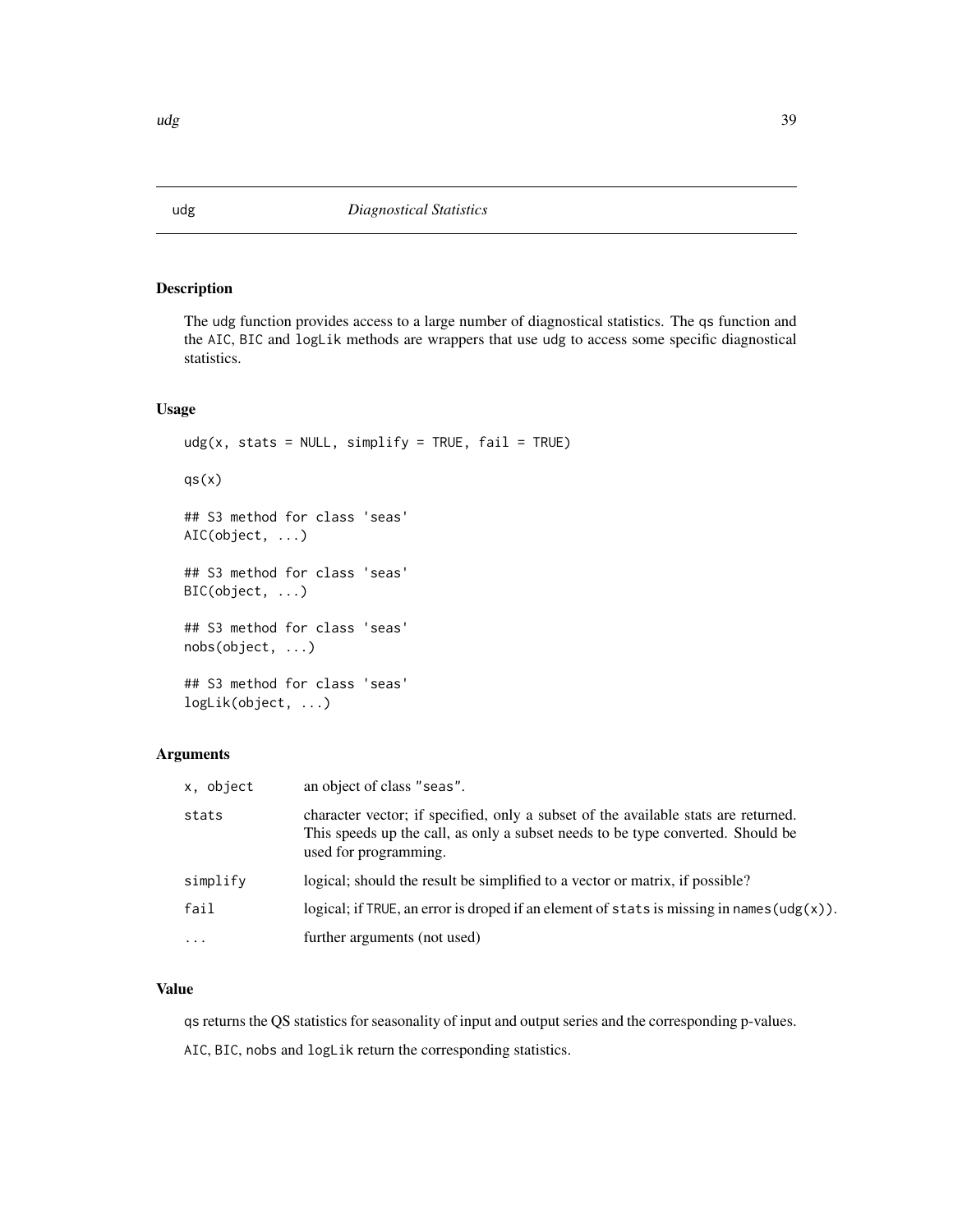# udg — *Diagnostical Statistics*

## Description

The udg function provides access to a large number of diagnostical statistics. The qs function and the AIC, BIC and logLik methods are wrappers that use udg to access some specific diagnostical statistics.

## Usage

```
udg(x, stats = NULL, simplify = TRUE, fail = TRUE)

qs(x)

## S3 method for class 'seas'
AIC(object, ...)

## S3 method for class 'seas'
BIC(object, ...)

## S3 method for class 'seas'
nobs(object, ...)

## S3 method for class 'seas'
logLik(object, ...)
```

## Arguments

| | |
|---|---|
| x, object | an object of class "seas". |
| stats | character vector; if specified, only a subset of the available stats are returned. This speeds up the call, as only a subset needs to be type converted. Should be used for programming. |
| simplify | logical; should the result be simplified to a vector or matrix, if possible? |
| fail | logical; if TRUE, an error is droped if an element of stats is missing in names(udg(x)). |
| ... | further arguments (not used) |

## Value

qs returns the QS statistics for seasonality of input and output series and the corresponding p-values.

AIC, BIC, nobs and logLik return the corresponding statistics.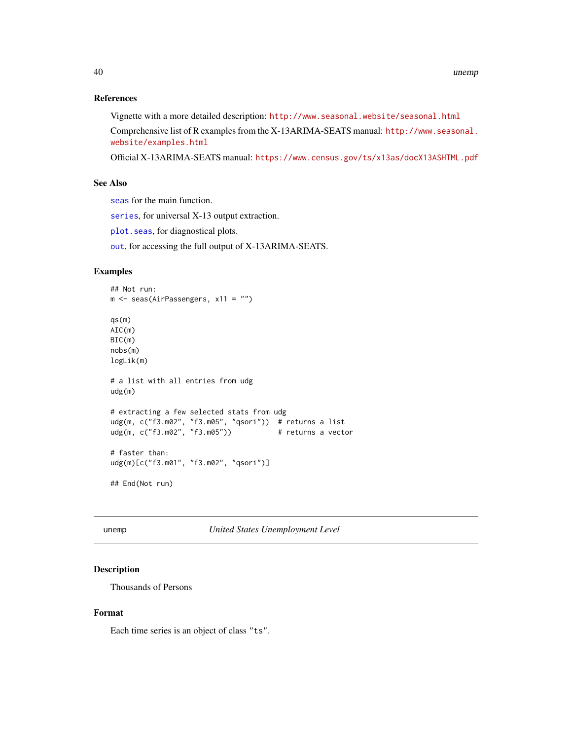### References

Vignette with a more detailed description: http://www.seasonal.website/seasonal.html

Comprehensive list of R examples from the X-13ARIMA-SEATS manual: http://www.seasonal.website/examples.html

Official X-13ARIMA-SEATS manual: https://www.census.gov/ts/x13as/docX13ASHTML.pdf

### See Also

seas for the main function.

series, for universal X-13 output extraction.

plot.seas, for diagnostical plots.

out, for accessing the full output of X-13ARIMA-SEATS.

### Examples

```
## Not run:
m <- seas(AirPassengers, x11 = "")

qs(m)
AIC(m)
BIC(m)
nobs(m)
logLik(m)

# a list with all entries from udg
udg(m)

# extracting a few selected stats from udg
udg(m, c("f3.m02", "f3.m05", "qsori"))  # returns a list
udg(m, c("f3.m02", "f3.m05"))           # returns a vector

# faster than:
udg(m)[c("f3.m01", "f3.m02", "qsori")]

## End(Not run)
```

---

## unemp — *United States Unemployment Level*

### Description

Thousands of Persons

### Format

Each time series is an object of class "ts".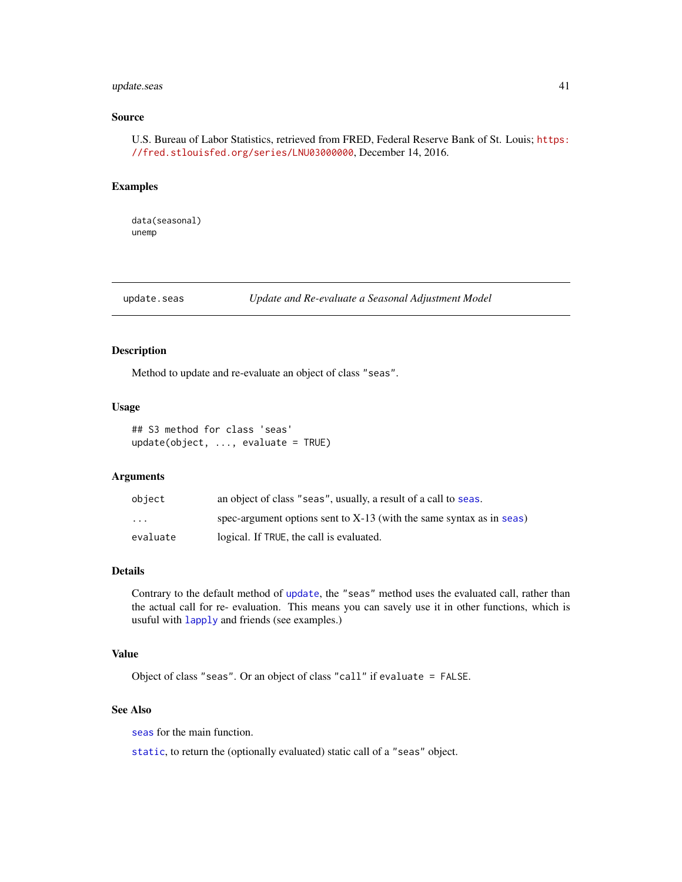## Source

U.S. Bureau of Labor Statistics, retrieved from FRED, Federal Reserve Bank of St. Louis; https://fred.stlouisfed.org/series/LNU03000000, December 14, 2016.

## Examples

```
data(seasonal)
unemp
```

---

# update.seas    *Update and Re-evaluate a Seasonal Adjustment Model*

---

## Description

Method to update and re-evaluate an object of class "seas".

## Usage

```
## S3 method for class 'seas'
update(object, ..., evaluate = TRUE)
```

## Arguments

| | |
|---|---|
| object | an object of class "seas", usually, a result of a call to seas. |
| ... | spec-argument options sent to X-13 (with the same syntax as in seas) |
| evaluate | logical. If TRUE, the call is evaluated. |

## Details

Contrary to the default method of update, the "seas" method uses the evaluated call, rather than the actual call for re- evaluation. This means you can savely use it in other functions, which is usuful with lapply and friends (see examples.)

## Value

Object of class "seas". Or an object of class "call" if evaluate = FALSE.

## See Also

seas for the main function.

static, to return the (optionally evaluated) static call of a "seas" object.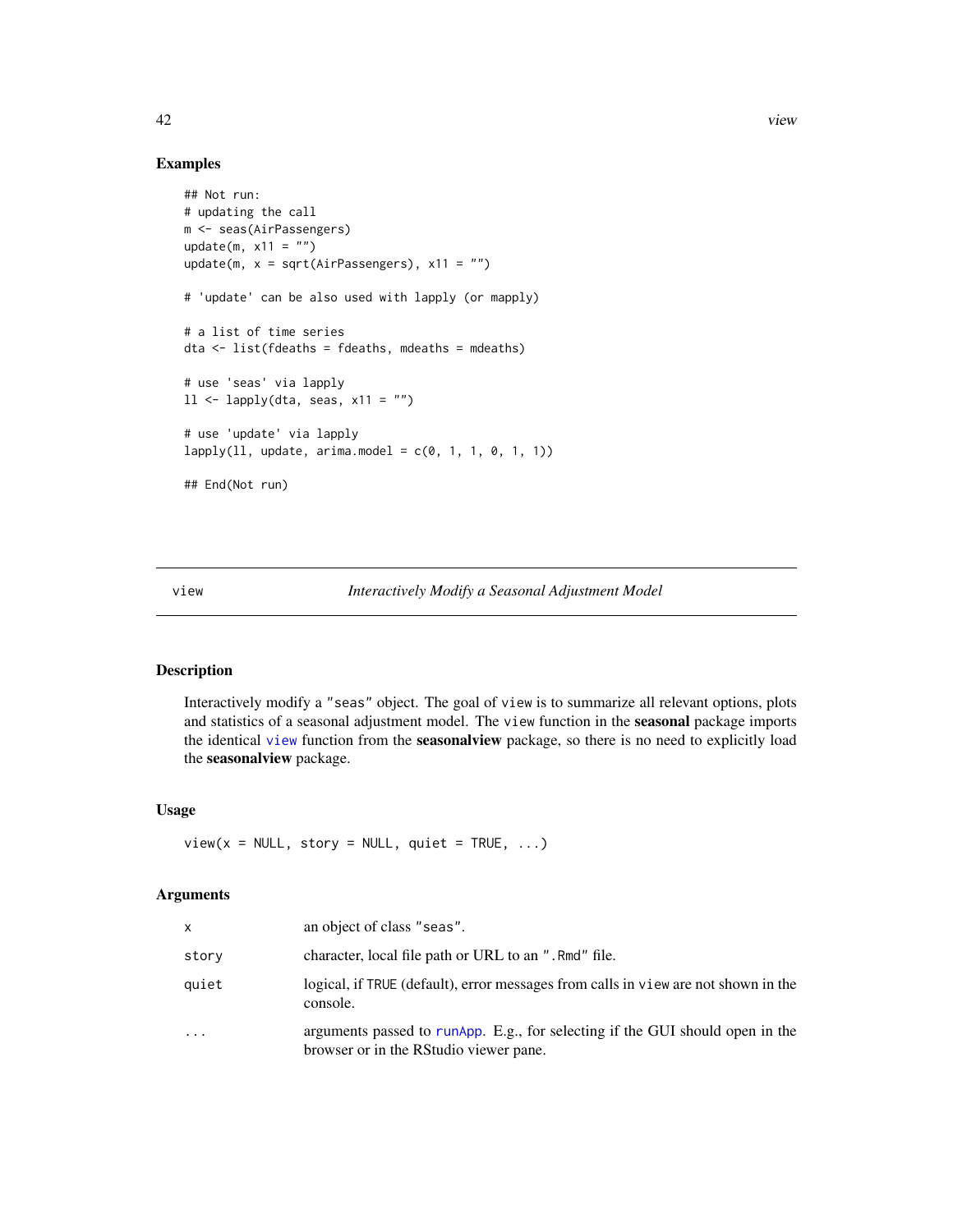## Examples

```
## Not run:
# updating the call
m <- seas(AirPassengers)
update(m, x11 = "")
update(m, x = sqrt(AirPassengers), x11 = "")

# 'update' can be also used with lapply (or mapply)

# a list of time series
dta <- list(fdeaths = fdeaths, mdeaths = mdeaths)

# use 'seas' via lapply
ll <- lapply(dta, seas, x11 = "")

# use 'update' via lapply
lapply(ll, update, arima.model = c(0, 1, 1, 0, 1, 1))

## End(Not run)
```

---

# view — *Interactively Modify a Seasonal Adjustment Model*

---

## Description

Interactively modify a "seas" object. The goal of view is to summarize all relevant options, plots and statistics of a seasonal adjustment model. The view function in the **seasonal** package imports the identical view function from the **seasonalview** package, so there is no need to explicitly load the **seasonalview** package.

## Usage

```
view(x = NULL, story = NULL, quiet = TRUE, ...)
```

## Arguments

| | |
|---|---|
| x | an object of class "seas". |
| story | character, local file path or URL to an ".Rmd" file. |
| quiet | logical, if TRUE (default), error messages from calls in view are not shown in the console. |
| ... | arguments passed to runApp. E.g., for selecting if the GUI should open in the browser or in the RStudio viewer pane. |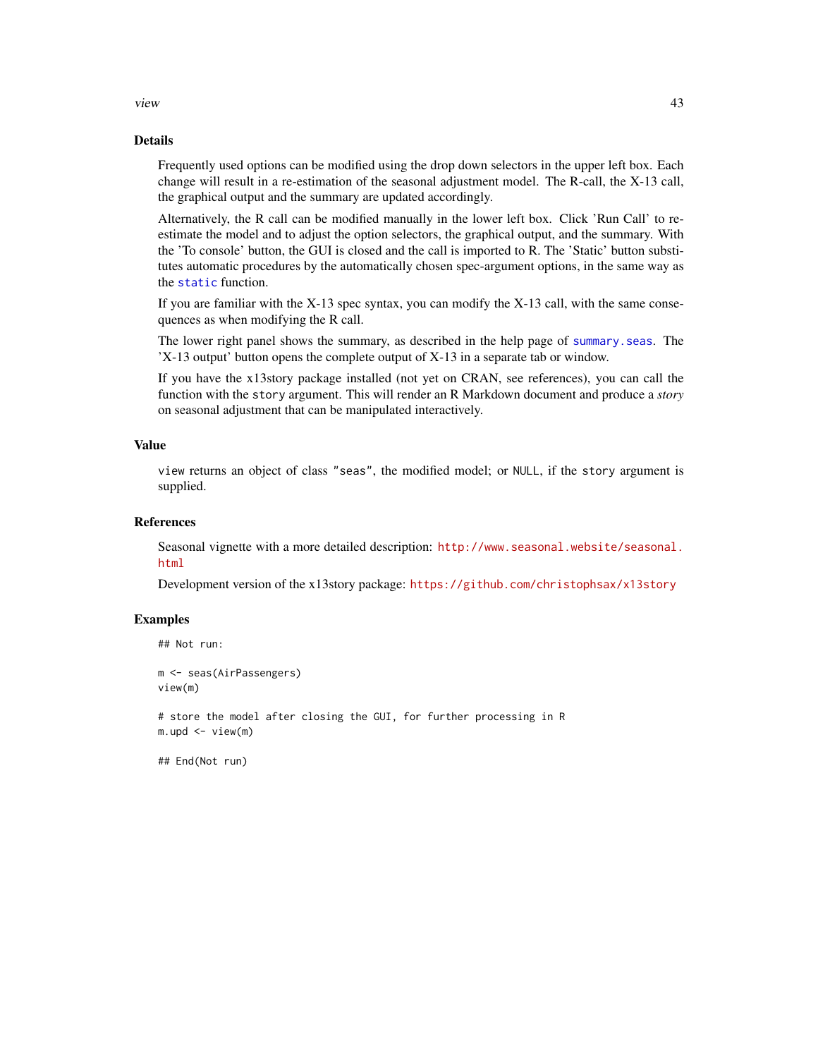## Details

Frequently used options can be modified using the drop down selectors in the upper left box. Each change will result in a re-estimation of the seasonal adjustment model. The R-call, the X-13 call, the graphical output and the summary are updated accordingly.

Alternatively, the R call can be modified manually in the lower left box. Click 'Run Call' to re-estimate the model and to adjust the option selectors, the graphical output, and the summary. With the 'To console' button, the GUI is closed and the call is imported to R. The 'Static' button substitutes automatic procedures by the automatically chosen spec-argument options, in the same way as the `static` function.

If you are familiar with the X-13 spec syntax, you can modify the X-13 call, with the same consequences as when modifying the R call.

The lower right panel shows the summary, as described in the help page of `summary.seas`. The 'X-13 output' button opens the complete output of X-13 in a separate tab or window.

If you have the x13story package installed (not yet on CRAN, see references), you can call the function with the `story` argument. This will render an R Markdown document and produce a *story* on seasonal adjustment that can be manipulated interactively.

## Value

`view` returns an object of class `"seas"`, the modified model; or `NULL`, if the `story` argument is supplied.

## References

Seasonal vignette with a more detailed description: http://www.seasonal.website/seasonal.html

Development version of the x13story package: https://github.com/christophsax/x13story

## Examples

```
## Not run:

m <- seas(AirPassengers)
view(m)

# store the model after closing the GUI, for further processing in R
m.upd <- view(m)

## End(Not run)
```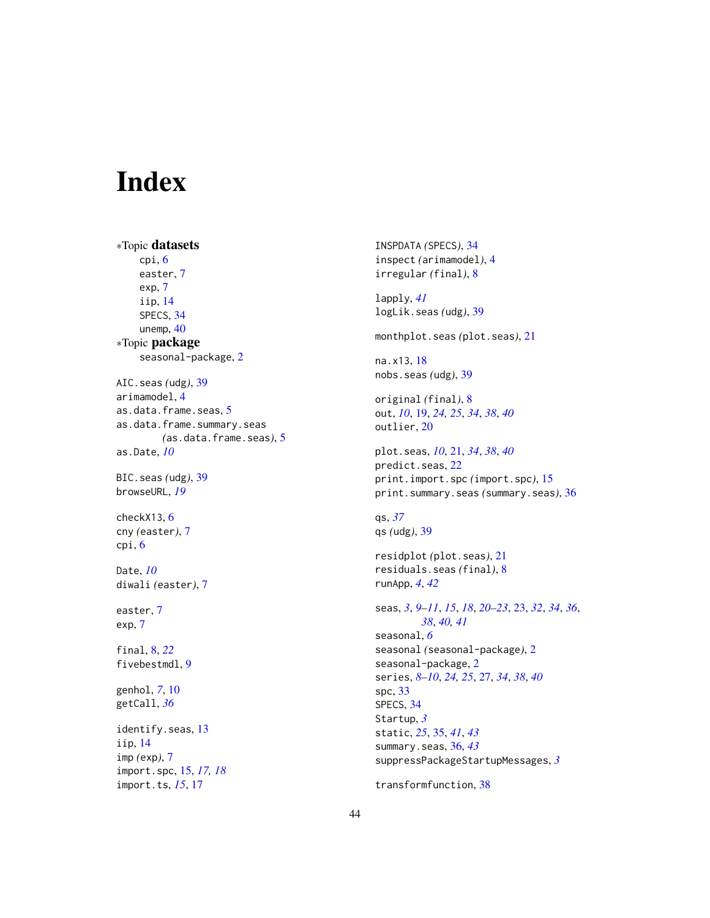# Index

∗Topic **datasets**
- cpi, 6
- easter, 7
- exp, 7
- iip, 14
- SPECS, 34
- unemp, 40

∗Topic **package**
- seasonal-package, 2

AIC.seas *(udg)*, 39
arimamodel, 4
as.data.frame.seas, 5
as.data.frame.summary.seas *(as.data.frame.seas)*, 5
as.Date, *10*

BIC.seas *(udg)*, 39
browseURL, *19*

checkX13, 6
cny *(easter)*, 7
cpi, 6

Date, *10*
diwali *(easter)*, 7

easter, 7
exp, 7

final, 8, *22*
fivebestmdl, 9

genhol, *7*, 10
getCall, *36*

identify.seas, 13
iip, 14
imp *(exp)*, 7
import.spc, 15, *17, 18*
import.ts, *15*, 17

INSPDATA *(SPECS)*, 34
inspect *(arimamodel)*, 4
irregular *(final)*, 8

lapply, *41*
logLik.seas *(udg)*, 39

monthplot.seas *(plot.seas)*, 21

na.x13, 18
nobs.seas *(udg)*, 39

original *(final)*, 8
out, *10*, 19, *24, 25*, *34*, *38*, *40*
outlier, 20

plot.seas, *10*, 21, *34*, *38*, *40*
predict.seas, 22
print.import.spc *(import.spc)*, 15
print.summary.seas *(summary.seas)*, 36

qs, *37*
qs *(udg)*, 39

residplot *(plot.seas)*, 21
residuals.seas *(final)*, 8
runApp, *4*, *42*

seas, *3*, *9–11*, *15*, *18*, *20–23*, 23, *32*, *34*, *36*, *38*, *40, 41*
seasonal, *6*
seasonal *(seasonal-package)*, 2
seasonal-package, 2
series, *8–10*, *24, 25*, 27, *34*, *38*, *40*
spc, 33
SPECS, 34
Startup, *3*
static, *25*, 35, *41*, *43*
summary.seas, 36, *43*
suppressPackageStartupMessages, *3*

transformfunction, 38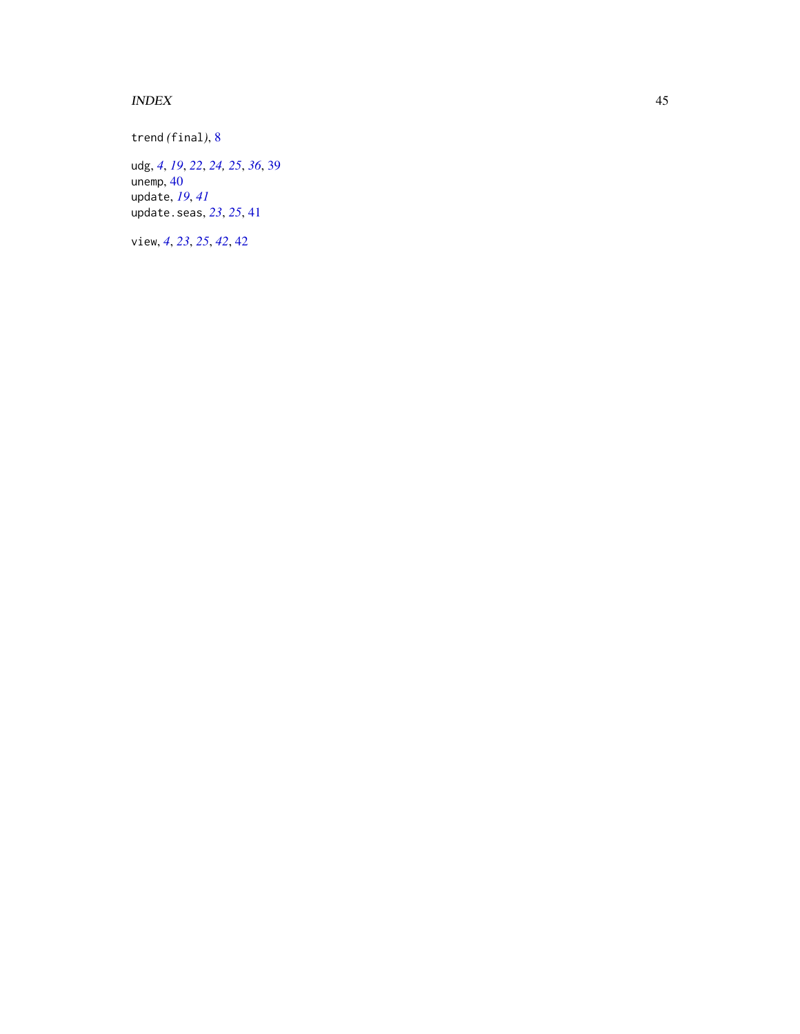trend *(*final*)*, 8

udg, *4*, *19*, *22*, *24, 25*, *36*, 39
unemp, 40
update, *19*, *41*
update.seas, *23*, *25*, 41

view, *4*, *23*, *25*, *42*, 42